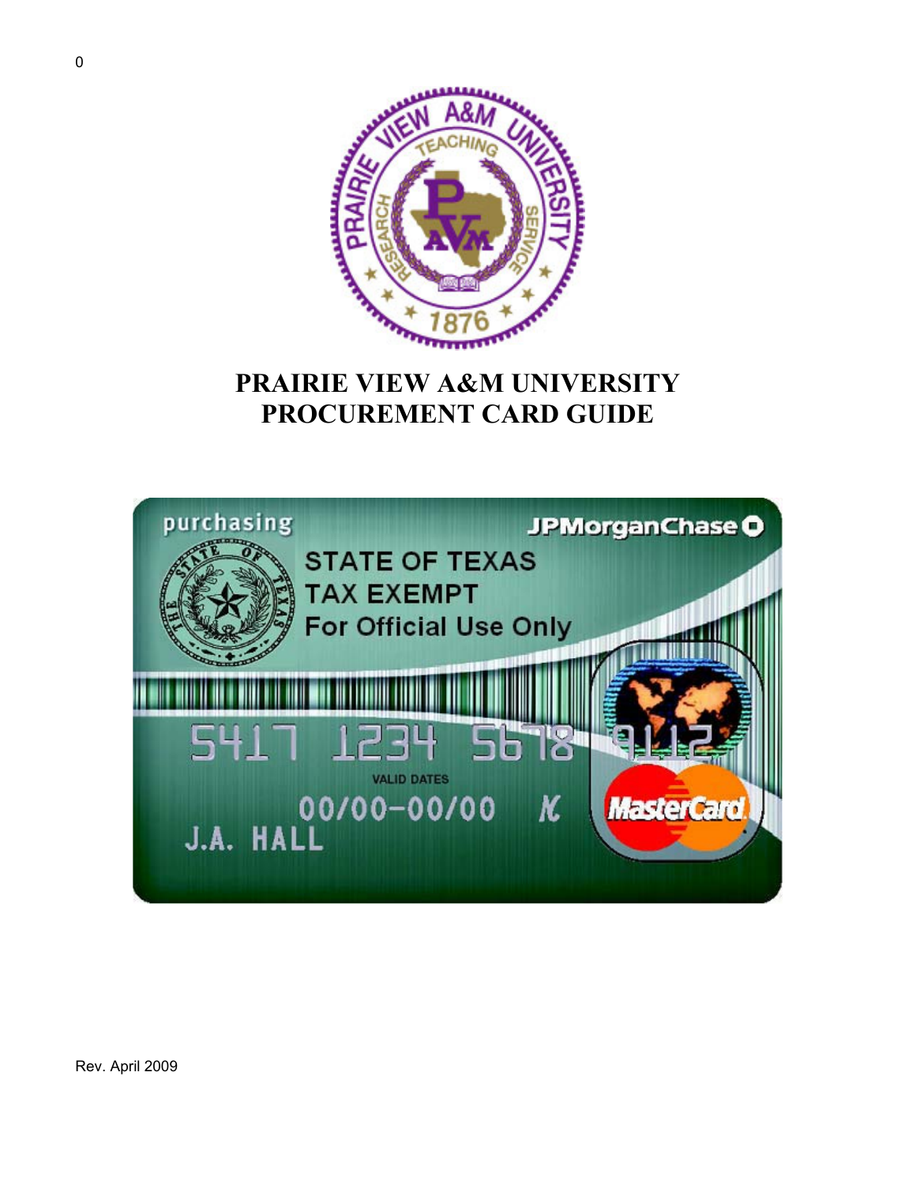# PRAIRIE VIEW A&M UNIVERSITY
# PROCUREMENT CARD GUIDE

Rev. April 2009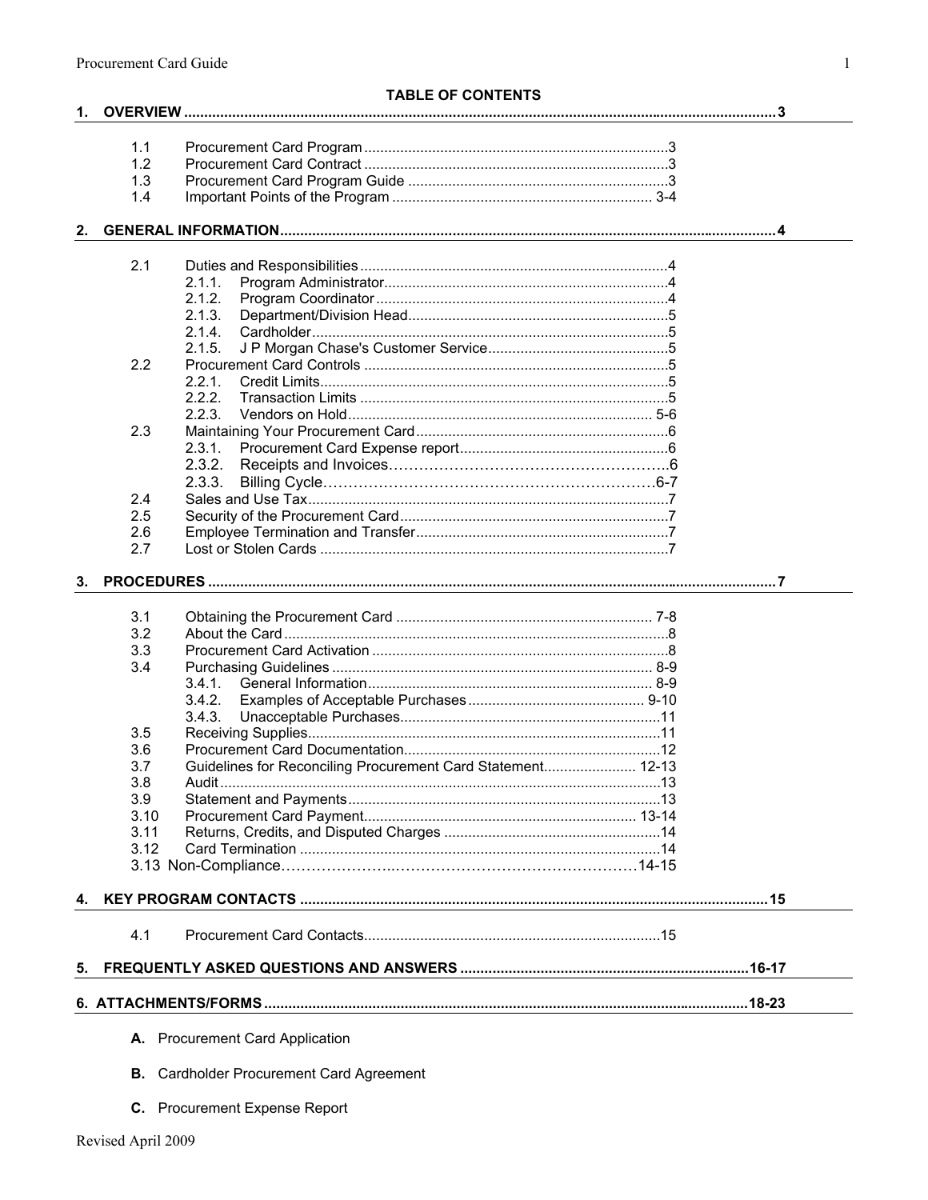# TABLE OF CONTENTS

**1. OVERVIEW** .......... **3**

- 1.1 Procurement Card Program .......... 3
- 1.2 Procurement Card Contract .......... 3
- 1.3 Procurement Card Program Guide .......... 3
- 1.4 Important Points of the Program .......... 3-4

**2. GENERAL INFORMATION** .......... **4**

- 2.1 Duties and Responsibilities .......... 4
  - 2.1.1. Program Administrator .......... 4
  - 2.1.2. Program Coordinator .......... 4
  - 2.1.3. Department/Division Head .......... 5
  - 2.1.4. Cardholder .......... 5
  - 2.1.5. J P Morgan Chase's Customer Service .......... 5
- 2.2 Procurement Card Controls .......... 5
  - 2.2.1. Credit Limits .......... 5
  - 2.2.2. Transaction Limits .......... 5
  - 2.2.3. Vendors on Hold .......... 5-6
- 2.3 Maintaining Your Procurement Card .......... 6
  - 2.3.1. Procurement Card Expense report .......... 6
  - 2.3.2. Receipts and Invoices .......... 6
  - 2.3.3. Billing Cycle .......... 6-7
- 2.4 Sales and Use Tax .......... 7
- 2.5 Security of the Procurement Card .......... 7
- 2.6 Employee Termination and Transfer .......... 7
- 2.7 Lost or Stolen Cards .......... 7

**3. PROCEDURES** .......... **7**

- 3.1 Obtaining the Procurement Card .......... 7-8
- 3.2 About the Card .......... 8
- 3.3 Procurement Card Activation .......... 8
- 3.4 Purchasing Guidelines .......... 8-9
  - 3.4.1. General Information .......... 8-9
  - 3.4.2. Examples of Acceptable Purchases .......... 9-10
  - 3.4.3. Unacceptable Purchases .......... 11
- 3.5 Receiving Supplies .......... 11
- 3.6 Procurement Card Documentation .......... 12
- 3.7 Guidelines for Reconciling Procurement Card Statement .......... 12-13
- 3.8 Audit .......... 13
- 3.9 Statement and Payments .......... 13
- 3.10 Procurement Card Payment .......... 13-14
- 3.11 Returns, Credits, and Disputed Charges .......... 14
- 3.12 Card Termination .......... 14
- 3.13 Non-Compliance .......... 14-15

**4. KEY PROGRAM CONTACTS** .......... **15**

- 4.1 Procurement Card Contacts .......... 15

**5. FREQUENTLY ASKED QUESTIONS AND ANSWERS** .......... **16-17**

**6. ATTACHMENTS/FORMS** .......... **18-23**

- **A.** Procurement Card Application
- **B.** Cardholder Procurement Card Agreement
- **C.** Procurement Expense Report

Revised April 2009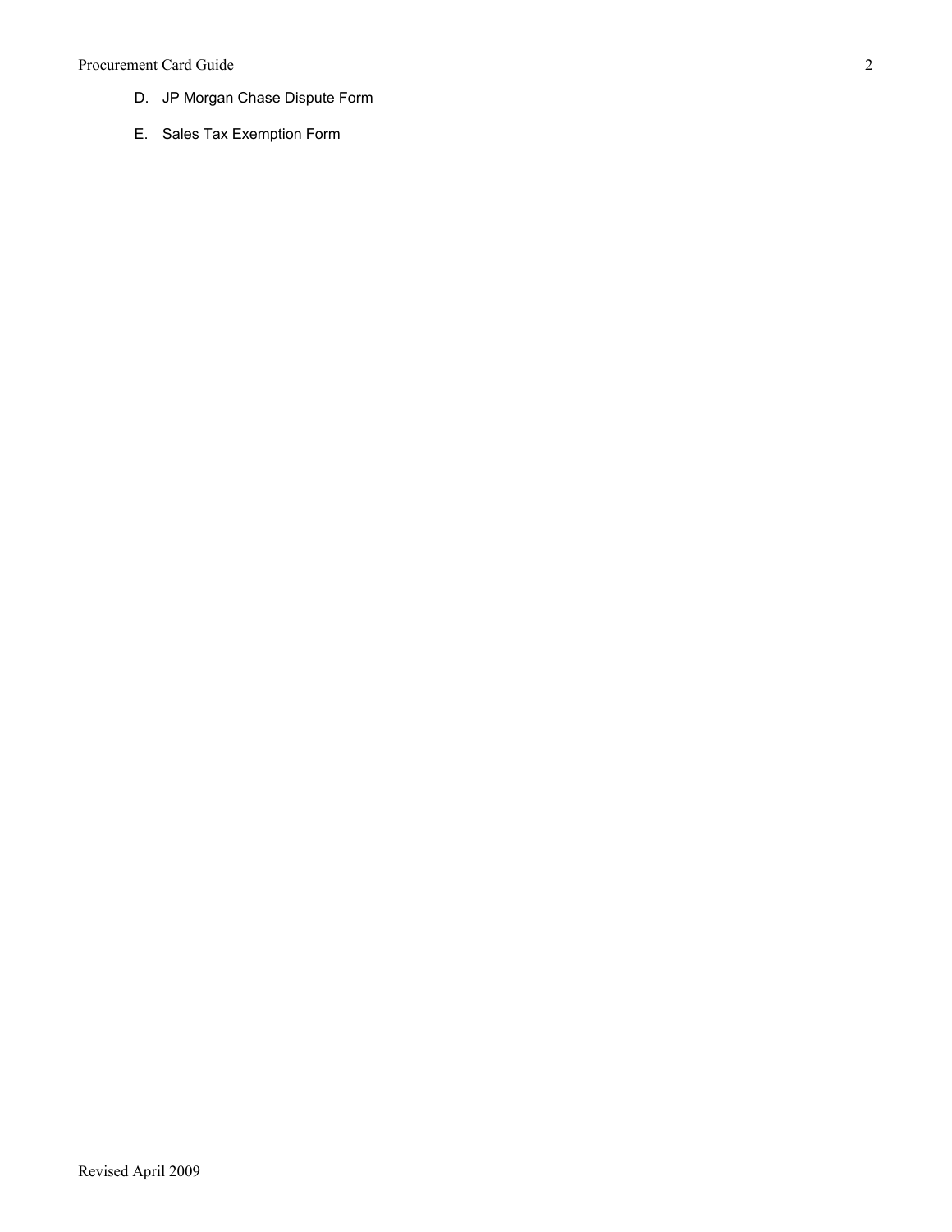D. JP Morgan Chase Dispute Form

E. Sales Tax Exemption Form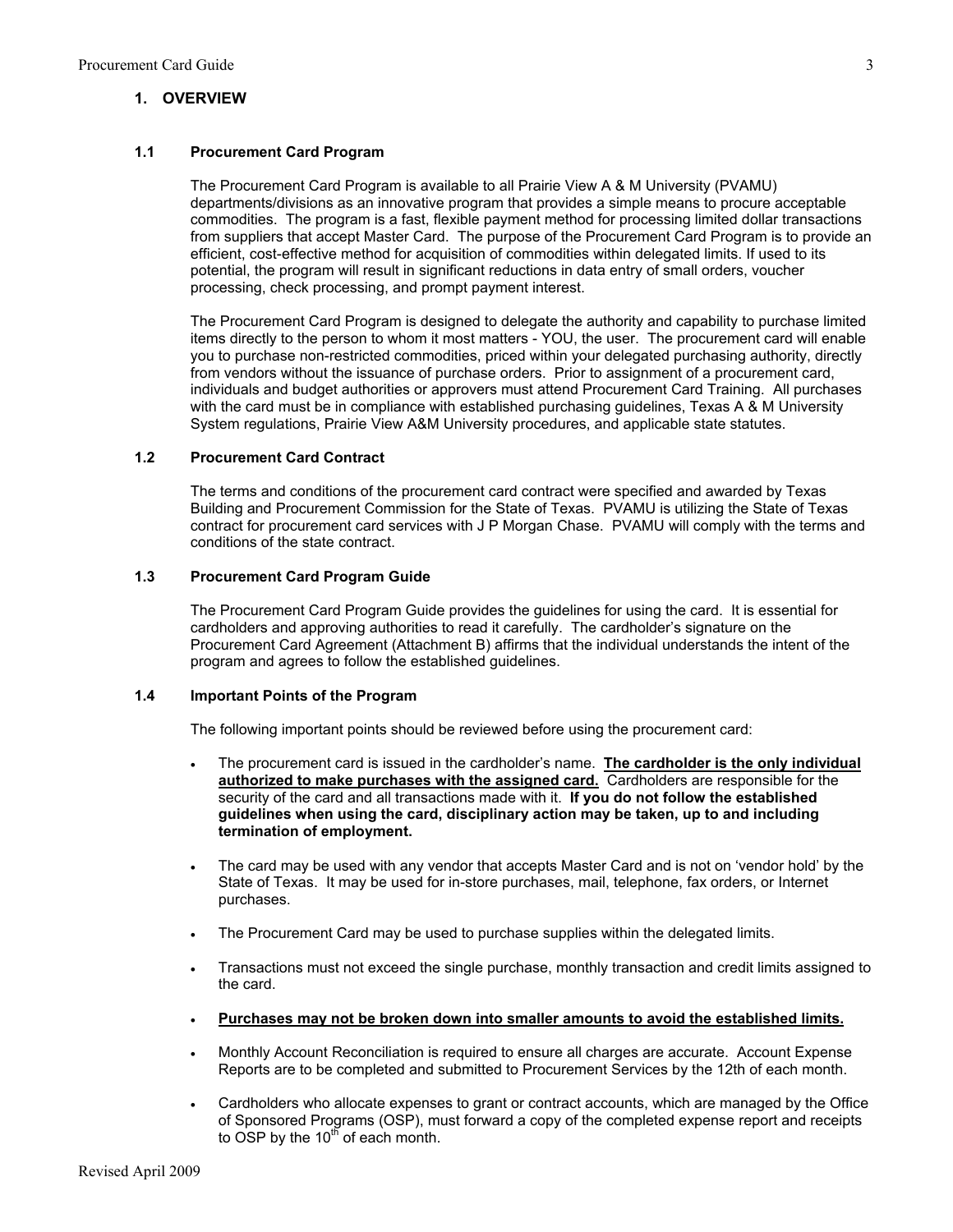## 1. OVERVIEW

### 1.1 Procurement Card Program

The Procurement Card Program is available to all Prairie View A & M University (PVAMU) departments/divisions as an innovative program that provides a simple means to procure acceptable commodities. The program is a fast, flexible payment method for processing limited dollar transactions from suppliers that accept Master Card. The purpose of the Procurement Card Program is to provide an efficient, cost-effective method for acquisition of commodities within delegated limits. If used to its potential, the program will result in significant reductions in data entry of small orders, voucher processing, check processing, and prompt payment interest.

The Procurement Card Program is designed to delegate the authority and capability to purchase limited items directly to the person to whom it most matters - YOU, the user. The procurement card will enable you to purchase non-restricted commodities, priced within your delegated purchasing authority, directly from vendors without the issuance of purchase orders. Prior to assignment of a procurement card, individuals and budget authorities or approvers must attend Procurement Card Training. All purchases with the card must be in compliance with established purchasing guidelines, Texas A & M University System regulations, Prairie View A&M University procedures, and applicable state statutes.

### 1.2 Procurement Card Contract

The terms and conditions of the procurement card contract were specified and awarded by Texas Building and Procurement Commission for the State of Texas. PVAMU is utilizing the State of Texas contract for procurement card services with J P Morgan Chase. PVAMU will comply with the terms and conditions of the state contract.

### 1.3 Procurement Card Program Guide

The Procurement Card Program Guide provides the guidelines for using the card. It is essential for cardholders and approving authorities to read it carefully. The cardholder's signature on the Procurement Card Agreement (Attachment B) affirms that the individual understands the intent of the program and agrees to follow the established guidelines.

### 1.4 Important Points of the Program

The following important points should be reviewed before using the procurement card:

- The procurement card is issued in the cardholder's name. **<u>The cardholder is the only individual authorized to make purchases with the assigned card.</u>** Cardholders are responsible for the security of the card and all transactions made with it. **If you do not follow the established guidelines when using the card, disciplinary action may be taken, up to and including termination of employment.**
- The card may be used with any vendor that accepts Master Card and is not on 'vendor hold' by the State of Texas. It may be used for in-store purchases, mail, telephone, fax orders, or Internet purchases.
- The Procurement Card may be used to purchase supplies within the delegated limits.
- Transactions must not exceed the single purchase, monthly transaction and credit limits assigned to the card.
- **<u>Purchases may not be broken down into smaller amounts to avoid the established limits.</u>**
- Monthly Account Reconciliation is required to ensure all charges are accurate. Account Expense Reports are to be completed and submitted to Procurement Services by the 12th of each month.
- Cardholders who allocate expenses to grant or contract accounts, which are managed by the Office of Sponsored Programs (OSP), must forward a copy of the completed expense report and receipts to OSP by the 10th of each month.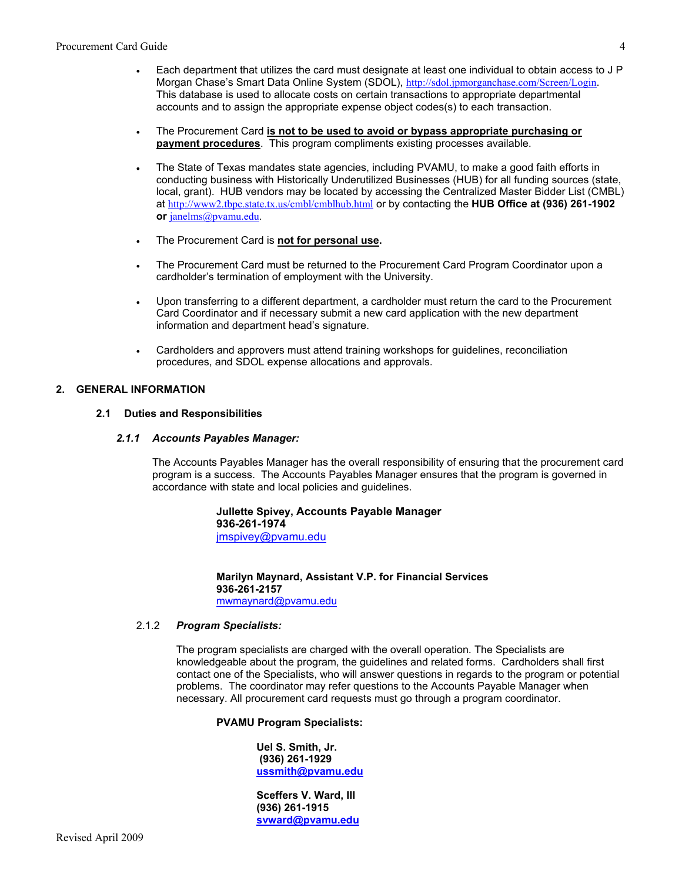- Each department that utilizes the card must designate at least one individual to obtain access to J P Morgan Chase's Smart Data Online System (SDOL), http://sdol.jpmorganchase.com/Screen/Login. This database is used to allocate costs on certain transactions to appropriate departmental accounts and to assign the appropriate expense object codes(s) to each transaction.

- The Procurement Card **is not to be used to avoid or bypass appropriate purchasing or payment procedures**. This program compliments existing processes available.

- The State of Texas mandates state agencies, including PVAMU, to make a good faith efforts in conducting business with Historically Underutilized Businesses (HUB) for all funding sources (state, local, grant). HUB vendors may be located by accessing the Centralized Master Bidder List (CMBL) at http://www2.tbpc.state.tx.us/cmbl/cmblhub.html or by contacting the **HUB Office at (936) 261-1902 or** janelms@pvamu.edu.

- The Procurement Card is **not for personal use.**

- The Procurement Card must be returned to the Procurement Card Program Coordinator upon a cardholder's termination of employment with the University.

- Upon transferring to a different department, a cardholder must return the card to the Procurement Card Coordinator and if necessary submit a new card application with the new department information and department head's signature.

- Cardholders and approvers must attend training workshops for guidelines, reconciliation procedures, and SDOL expense allocations and approvals.

## 2. GENERAL INFORMATION

### 2.1 Duties and Responsibilities

#### *2.1.1 Accounts Payables Manager:*

The Accounts Payables Manager has the overall responsibility of ensuring that the procurement card program is a success. The Accounts Payables Manager ensures that the program is governed in accordance with state and local policies and guidelines.

**Jullette Spivey, Accounts Payable Manager**
**936-261-1974**
jmspivey@pvamu.edu

**Marilyn Maynard, Assistant V.P. for Financial Services**
**936-261-2157**
mwmaynard@pvamu.edu

#### 2.1.2 *Program Specialists:*

The program specialists are charged with the overall operation. The Specialists are knowledgeable about the program, the guidelines and related forms. Cardholders shall first contact one of the Specialists, who will answer questions in regards to the program or potential problems. The coordinator may refer questions to the Accounts Payable Manager when necessary. All procurement card requests must go through a program coordinator.

**PVAMU Program Specialists:**

**Uel S. Smith, Jr.**
**(936) 261-1929**
**ussmith@pvamu.edu**

**Sceffers V. Ward, III**
**(936) 261-1915**
**svward@pvamu.edu**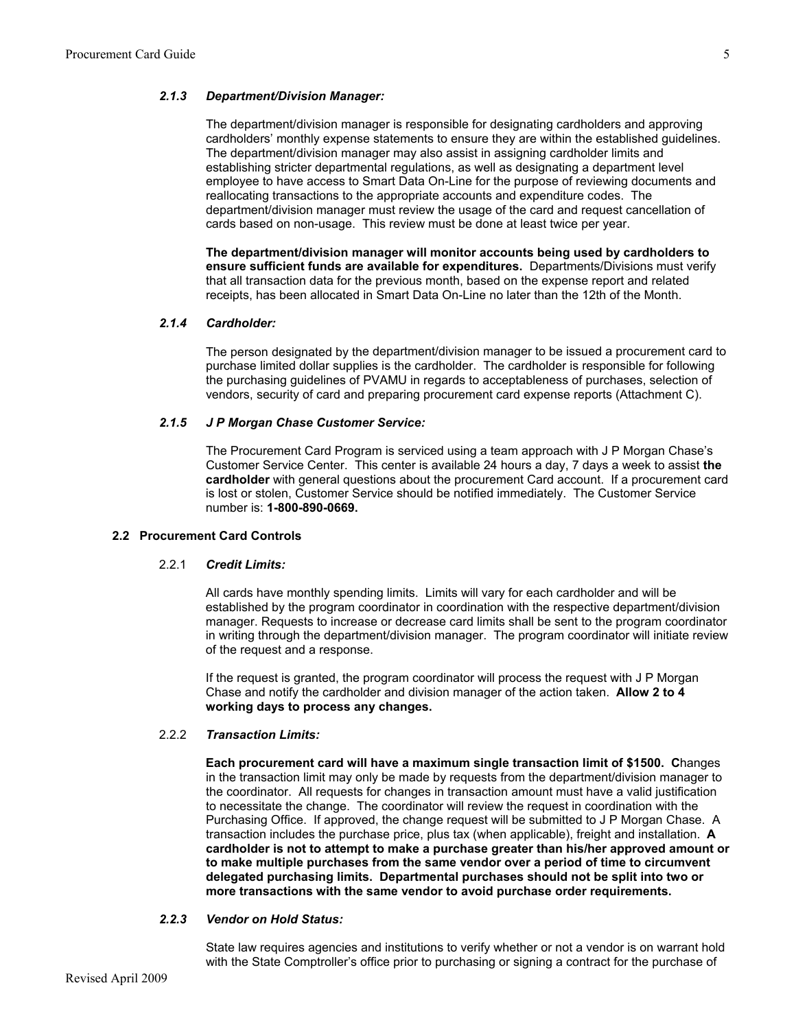#### *2.1.3 Department/Division Manager:*

The department/division manager is responsible for designating cardholders and approving cardholders' monthly expense statements to ensure they are within the established guidelines. The department/division manager may also assist in assigning cardholder limits and establishing stricter departmental regulations, as well as designating a department level employee to have access to Smart Data On-Line for the purpose of reviewing documents and reallocating transactions to the appropriate accounts and expenditure codes. The department/division manager must review the usage of the card and request cancellation of cards based on non-usage. This review must be done at least twice per year.

**The department/division manager will monitor accounts being used by cardholders to ensure sufficient funds are available for expenditures.** Departments/Divisions must verify that all transaction data for the previous month, based on the expense report and related receipts, has been allocated in Smart Data On-Line no later than the 12th of the Month.

#### *2.1.4 Cardholder:*

The person designated by the department/division manager to be issued a procurement card to purchase limited dollar supplies is the cardholder. The cardholder is responsible for following the purchasing guidelines of PVAMU in regards to acceptableness of purchases, selection of vendors, security of card and preparing procurement card expense reports (Attachment C).

#### *2.1.5 J P Morgan Chase Customer Service:*

The Procurement Card Program is serviced using a team approach with J P Morgan Chase's Customer Service Center. This center is available 24 hours a day, 7 days a week to assist **the cardholder** with general questions about the procurement Card account. If a procurement card is lost or stolen, Customer Service should be notified immediately. The Customer Service number is: **1-800-890-0669.**

### 2.2 Procurement Card Controls

#### 2.2.1 *Credit Limits:*

All cards have monthly spending limits. Limits will vary for each cardholder and will be established by the program coordinator in coordination with the respective department/division manager. Requests to increase or decrease card limits shall be sent to the program coordinator in writing through the department/division manager. The program coordinator will initiate review of the request and a response.

If the request is granted, the program coordinator will process the request with J P Morgan Chase and notify the cardholder and division manager of the action taken. **Allow 2 to 4 working days to process any changes.**

#### 2.2.2 *Transaction Limits:*

**Each procurement card will have a maximum single transaction limit of $1500. C**hanges in the transaction limit may only be made by requests from the department/division manager to the coordinator. All requests for changes in transaction amount must have a valid justification to necessitate the change. The coordinator will review the request in coordination with the Purchasing Office. If approved, the change request will be submitted to J P Morgan Chase. A transaction includes the purchase price, plus tax (when applicable), freight and installation. **A cardholder is not to attempt to make a purchase greater than his/her approved amount or to make multiple purchases from the same vendor over a period of time to circumvent delegated purchasing limits. Departmental purchases should not be split into two or more transactions with the same vendor to avoid purchase order requirements.**

#### *2.2.3 Vendor on Hold Status:*

State law requires agencies and institutions to verify whether or not a vendor is on warrant hold with the State Comptroller's office prior to purchasing or signing a contract for the purchase of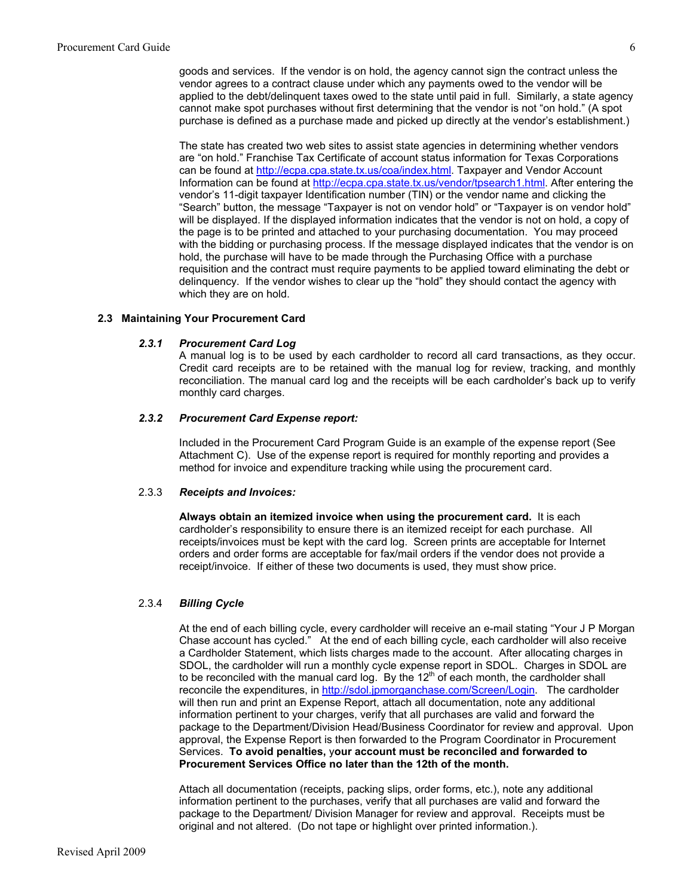goods and services. If the vendor is on hold, the agency cannot sign the contract unless the vendor agrees to a contract clause under which any payments owed to the vendor will be applied to the debt/delinquent taxes owed to the state until paid in full. Similarly, a state agency cannot make spot purchases without first determining that the vendor is not "on hold." (A spot purchase is defined as a purchase made and picked up directly at the vendor's establishment.)

The state has created two web sites to assist state agencies in determining whether vendors are "on hold." Franchise Tax Certificate of account status information for Texas Corporations can be found at http://ecpa.cpa.state.tx.us/coa/index.html. Taxpayer and Vendor Account Information can be found at http://ecpa.cpa.state.tx.us/vendor/tpsearch1.html. After entering the vendor's 11-digit taxpayer Identification number (TIN) or the vendor name and clicking the "Search" button, the message "Taxpayer is not on vendor hold" or "Taxpayer is on vendor hold" will be displayed. If the displayed information indicates that the vendor is not on hold, a copy of the page is to be printed and attached to your purchasing documentation. You may proceed with the bidding or purchasing process. If the message displayed indicates that the vendor is on hold, the purchase will have to be made through the Purchasing Office with a purchase requisition and the contract must require payments to be applied toward eliminating the debt or delinquency. If the vendor wishes to clear up the "hold" they should contact the agency with which they are on hold.

### 2.3 Maintaining Your Procurement Card

#### *2.3.1 Procurement Card Log*

A manual log is to be used by each cardholder to record all card transactions, as they occur. Credit card receipts are to be retained with the manual log for review, tracking, and monthly reconciliation. The manual card log and the receipts will be each cardholder's back up to verify monthly card charges.

#### *2.3.2 Procurement Card Expense report:*

Included in the Procurement Card Program Guide is an example of the expense report (See Attachment C). Use of the expense report is required for monthly reporting and provides a method for invoice and expenditure tracking while using the procurement card.

#### 2.3.3 *Receipts and Invoices:*

**Always obtain an itemized invoice when using the procurement card.** It is each cardholder's responsibility to ensure there is an itemized receipt for each purchase. All receipts/invoices must be kept with the card log. Screen prints are acceptable for Internet orders and order forms are acceptable for fax/mail orders if the vendor does not provide a receipt/invoice. If either of these two documents is used, they must show price.

#### 2.3.4 *Billing Cycle*

At the end of each billing cycle, every cardholder will receive an e-mail stating "Your J P Morgan Chase account has cycled." At the end of each billing cycle, each cardholder will also receive a Cardholder Statement, which lists charges made to the account. After allocating charges in SDOL, the cardholder will run a monthly cycle expense report in SDOL. Charges in SDOL are to be reconciled with the manual card log. By the 12th of each month, the cardholder shall reconcile the expenditures, in http://sdol.jpmorganchase.com/Screen/Login. The cardholder will then run and print an Expense Report, attach all documentation, note any additional information pertinent to your charges, verify that all purchases are valid and forward the package to the Department/Division Head/Business Coordinator for review and approval. Upon approval, the Expense Report is then forwarded to the Program Coordinator in Procurement Services. **To avoid penalties,** y**our account must be reconciled and forwarded to Procurement Services Office no later than the 12th of the month.**

Attach all documentation (receipts, packing slips, order forms, etc.), note any additional information pertinent to the purchases, verify that all purchases are valid and forward the package to the Department/ Division Manager for review and approval. Receipts must be original and not altered. (Do not tape or highlight over printed information.).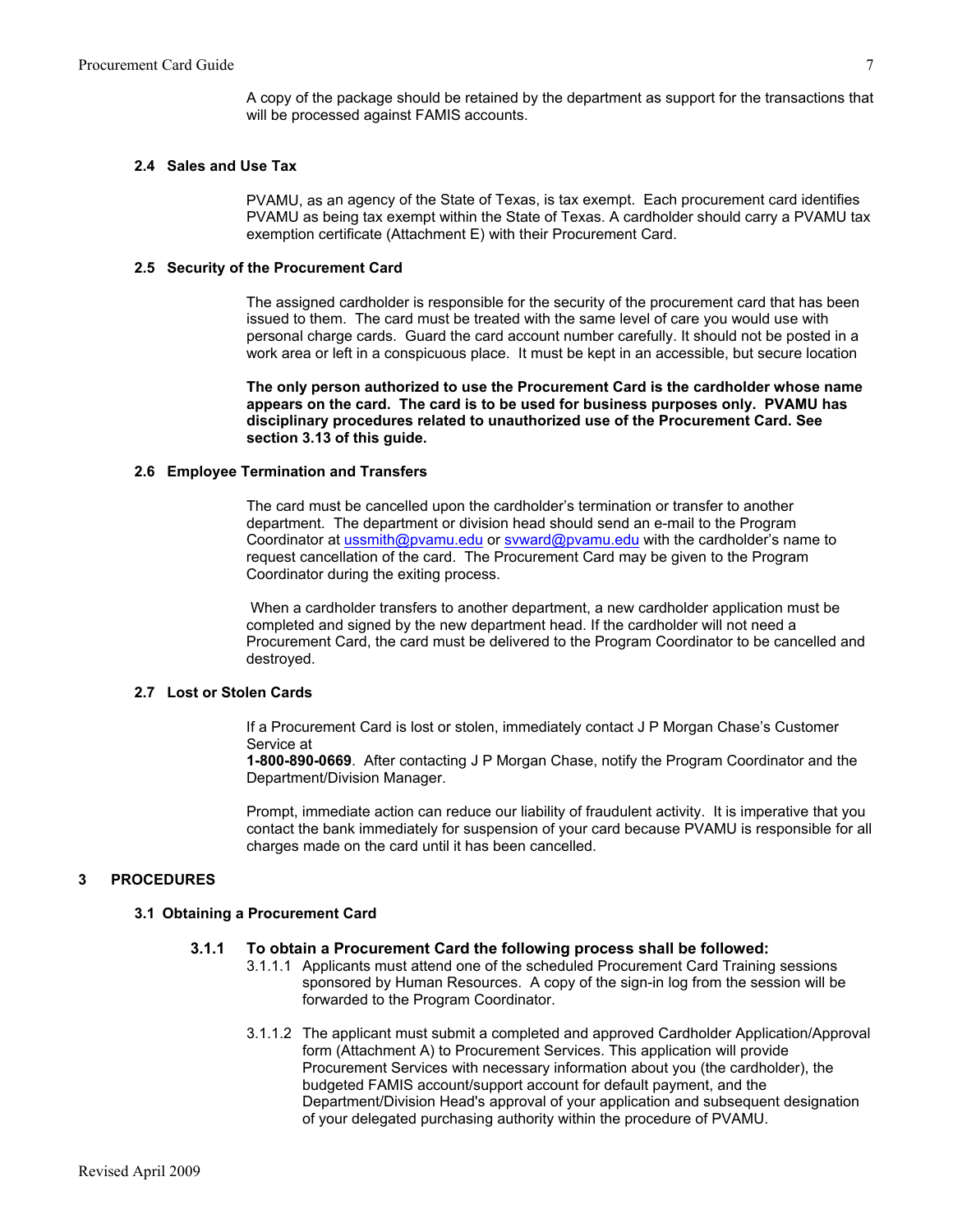A copy of the package should be retained by the department as support for the transactions that will be processed against FAMIS accounts.

### 2.4 Sales and Use Tax

PVAMU, as an agency of the State of Texas, is tax exempt. Each procurement card identifies PVAMU as being tax exempt within the State of Texas. A cardholder should carry a PVAMU tax exemption certificate (Attachment E) with their Procurement Card.

### 2.5 Security of the Procurement Card

The assigned cardholder is responsible for the security of the procurement card that has been issued to them. The card must be treated with the same level of care you would use with personal charge cards. Guard the card account number carefully. It should not be posted in a work area or left in a conspicuous place. It must be kept in an accessible, but secure location

**The only person authorized to use the Procurement Card is the cardholder whose name appears on the card. The card is to be used for business purposes only. PVAMU has disciplinary procedures related to unauthorized use of the Procurement Card. See section 3.13 of this guide.**

### 2.6 Employee Termination and Transfers

The card must be cancelled upon the cardholder's termination or transfer to another department. The department or division head should send an e-mail to the Program Coordinator at ussmith@pvamu.edu or svward@pvamu.edu with the cardholder's name to request cancellation of the card. The Procurement Card may be given to the Program Coordinator during the exiting process.

When a cardholder transfers to another department, a new cardholder application must be completed and signed by the new department head. If the cardholder will not need a Procurement Card, the card must be delivered to the Program Coordinator to be cancelled and destroyed.

### 2.7 Lost or Stolen Cards

If a Procurement Card is lost or stolen, immediately contact J P Morgan Chase's Customer Service at
**1-800-890-0669**. After contacting J P Morgan Chase, notify the Program Coordinator and the Department/Division Manager.

Prompt, immediate action can reduce our liability of fraudulent activity. It is imperative that you contact the bank immediately for suspension of your card because PVAMU is responsible for all charges made on the card until it has been cancelled.

## 3 PROCEDURES

### 3.1 Obtaining a Procurement Card

#### 3.1.1 To obtain a Procurement Card the following process shall be followed:

3.1.1.1 Applicants must attend one of the scheduled Procurement Card Training sessions sponsored by Human Resources. A copy of the sign-in log from the session will be forwarded to the Program Coordinator.

3.1.1.2 The applicant must submit a completed and approved Cardholder Application/Approval form (Attachment A) to Procurement Services. This application will provide Procurement Services with necessary information about you (the cardholder), the budgeted FAMIS account/support account for default payment, and the Department/Division Head's approval of your application and subsequent designation of your delegated purchasing authority within the procedure of PVAMU.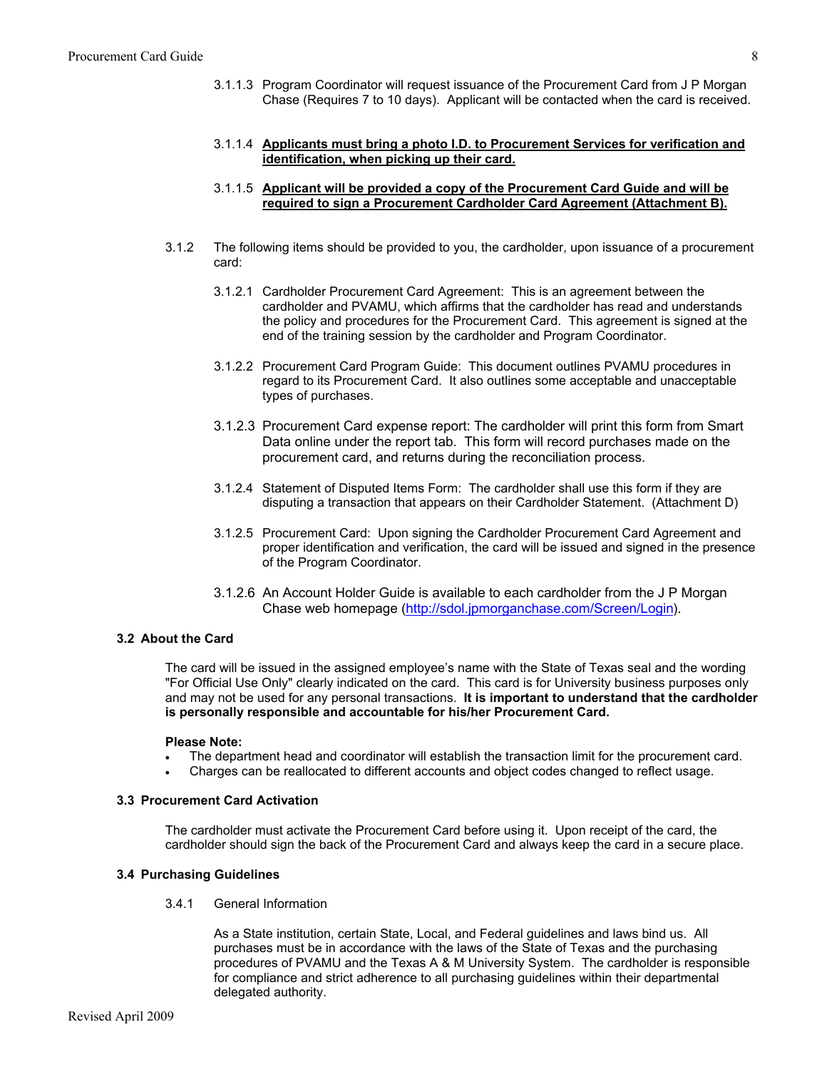3.1.1.3 Program Coordinator will request issuance of the Procurement Card from J P Morgan Chase (Requires 7 to 10 days). Applicant will be contacted when the card is received.

3.1.1.4 **Applicants must bring a photo I.D. to Procurement Services for verification and identification, when picking up their card.**

3.1.1.5 **Applicant will be provided a copy of the Procurement Card Guide and will be required to sign a Procurement Cardholder Card Agreement (Attachment B).**

3.1.2 The following items should be provided to you, the cardholder, upon issuance of a procurement card:

3.1.2.1 Cardholder Procurement Card Agreement: This is an agreement between the cardholder and PVAMU, which affirms that the cardholder has read and understands the policy and procedures for the Procurement Card. This agreement is signed at the end of the training session by the cardholder and Program Coordinator.

3.1.2.2 Procurement Card Program Guide: This document outlines PVAMU procedures in regard to its Procurement Card. It also outlines some acceptable and unacceptable types of purchases.

3.1.2.3 Procurement Card expense report: The cardholder will print this form from Smart Data online under the report tab. This form will record purchases made on the procurement card, and returns during the reconciliation process.

3.1.2.4 Statement of Disputed Items Form: The cardholder shall use this form if they are disputing a transaction that appears on their Cardholder Statement. (Attachment D)

3.1.2.5 Procurement Card: Upon signing the Cardholder Procurement Card Agreement and proper identification and verification, the card will be issued and signed in the presence of the Program Coordinator.

3.1.2.6 An Account Holder Guide is available to each cardholder from the J P Morgan Chase web homepage (http://sdol.jpmorganchase.com/Screen/Login).

### 3.2 About the Card

The card will be issued in the assigned employee's name with the State of Texas seal and the wording "For Official Use Only" clearly indicated on the card. This card is for University business purposes only and may not be used for any personal transactions. **It is important to understand that the cardholder is personally responsible and accountable for his/her Procurement Card.**

**Please Note:**

- The department head and coordinator will establish the transaction limit for the procurement card.
- Charges can be reallocated to different accounts and object codes changed to reflect usage.

### 3.3 Procurement Card Activation

The cardholder must activate the Procurement Card before using it. Upon receipt of the card, the cardholder should sign the back of the Procurement Card and always keep the card in a secure place.

### 3.4 Purchasing Guidelines

3.4.1 General Information

As a State institution, certain State, Local, and Federal guidelines and laws bind us. All purchases must be in accordance with the laws of the State of Texas and the purchasing procedures of PVAMU and the Texas A & M University System. The cardholder is responsible for compliance and strict adherence to all purchasing guidelines within their departmental delegated authority.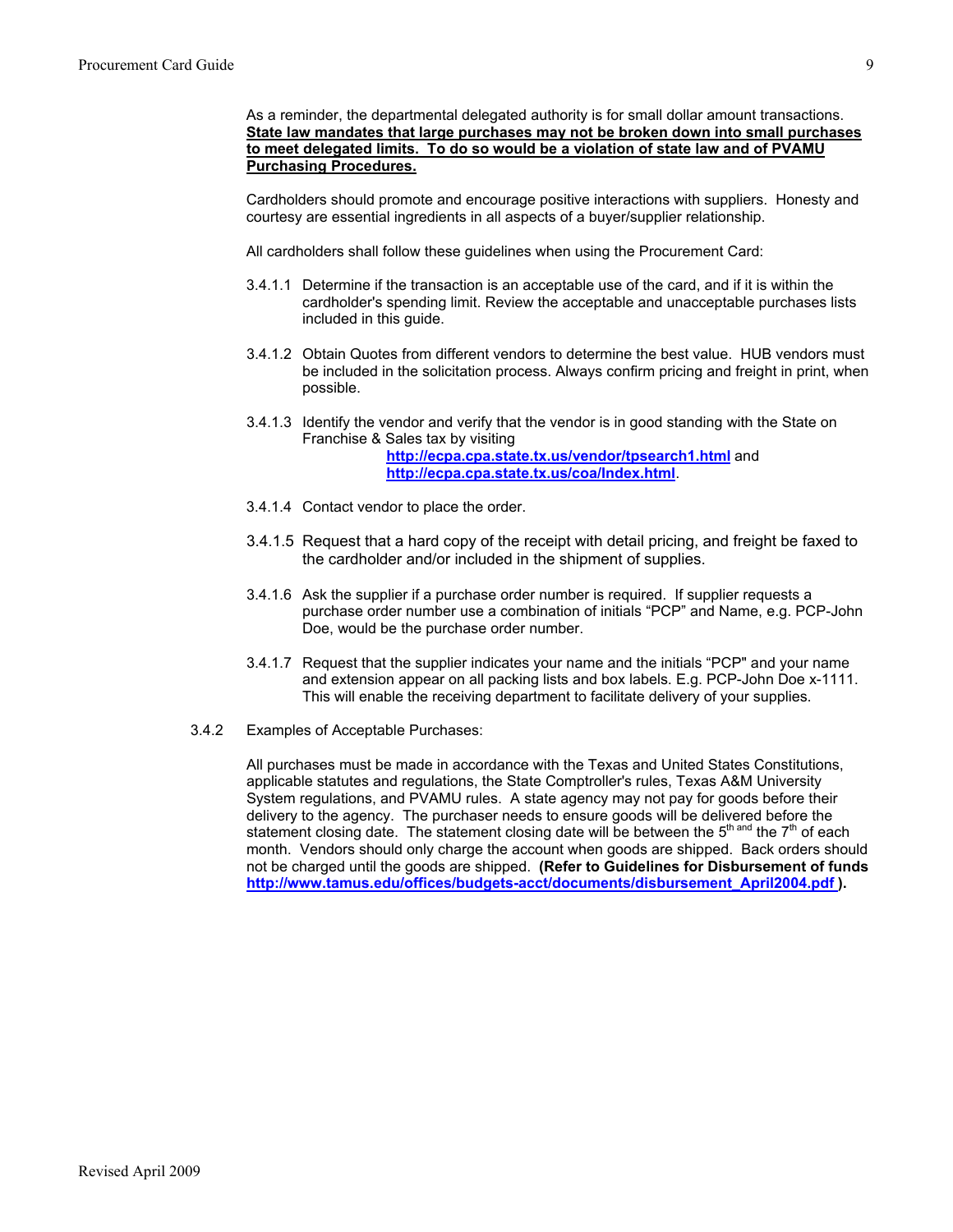As a reminder, the departmental delegated authority is for small dollar amount transactions. **State law mandates that large purchases may not be broken down into small purchases to meet delegated limits. To do so would be a violation of state law and of PVAMU Purchasing Procedures.**

Cardholders should promote and encourage positive interactions with suppliers. Honesty and courtesy are essential ingredients in all aspects of a buyer/supplier relationship.

All cardholders shall follow these guidelines when using the Procurement Card:

3.4.1.1 Determine if the transaction is an acceptable use of the card, and if it is within the cardholder's spending limit. Review the acceptable and unacceptable purchases lists included in this guide.

3.4.1.2 Obtain Quotes from different vendors to determine the best value. HUB vendors must be included in the solicitation process. Always confirm pricing and freight in print, when possible.

3.4.1.3 Identify the vendor and verify that the vendor is in good standing with the State on Franchise & Sales tax by visiting **http://ecpa.cpa.state.tx.us/vendor/tpsearch1.html** and **http://ecpa.cpa.state.tx.us/coa/Index.html**.

3.4.1.4 Contact vendor to place the order.

3.4.1.5 Request that a hard copy of the receipt with detail pricing, and freight be faxed to the cardholder and/or included in the shipment of supplies.

3.4.1.6 Ask the supplier if a purchase order number is required. If supplier requests a purchase order number use a combination of initials “PCP” and Name, e.g. PCP-John Doe, would be the purchase order number.

3.4.1.7 Request that the supplier indicates your name and the initials “PCP" and your name and extension appear on all packing lists and box labels. E.g. PCP-John Doe x-1111. This will enable the receiving department to facilitate delivery of your supplies.

3.4.2 Examples of Acceptable Purchases:

All purchases must be made in accordance with the Texas and United States Constitutions, applicable statutes and regulations, the State Comptroller's rules, Texas A&M University System regulations, and PVAMU rules. A state agency may not pay for goods before their delivery to the agency. The purchaser needs to ensure goods will be delivered before the statement closing date. The statement closing date will be between the 5th and the 7th of each month. Vendors should only charge the account when goods are shipped. Back orders should not be charged until the goods are shipped. **(Refer to Guidelines for Disbursement of funds http://www.tamus.edu/offices/budgets-acct/documents/disbursement_April2004.pdf ).**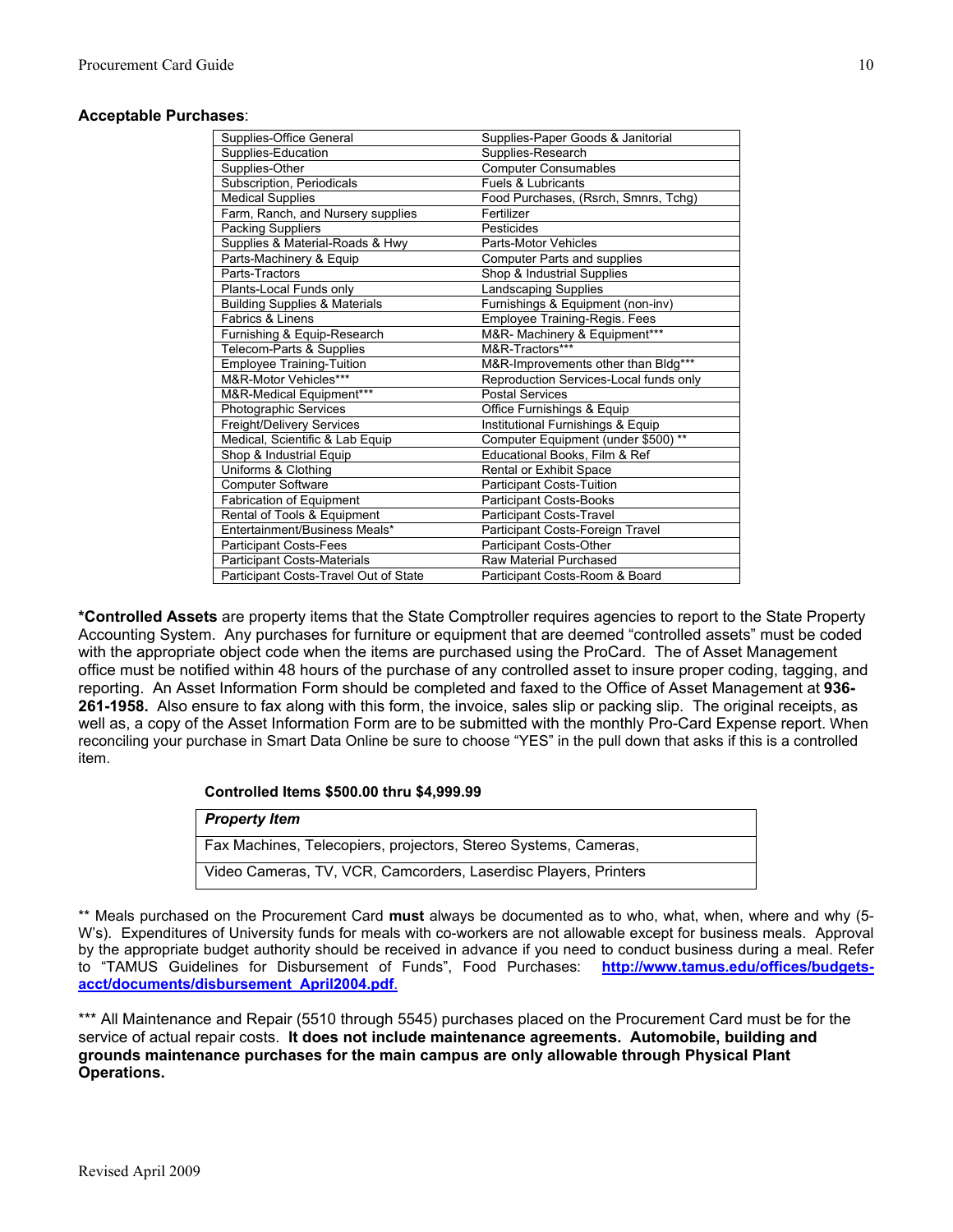**Acceptable Purchases**:

| | |
|---|---|
| Supplies-Office General | Supplies-Paper Goods & Janitorial |
| Supplies-Education | Supplies-Research |
| Supplies-Other | Computer Consumables |
| Subscription, Periodicals | Fuels & Lubricants |
| Medical Supplies | Food Purchases, (Rsrch, Smnrs, Tchg) |
| Farm, Ranch, and Nursery supplies | Fertilizer |
| Packing Suppliers | Pesticides |
| Supplies & Material-Roads & Hwy | Parts-Motor Vehicles |
| Parts-Machinery & Equip | Computer Parts and supplies |
| Parts-Tractors | Shop & Industrial Supplies |
| Plants-Local Funds only | Landscaping Supplies |
| Building Supplies & Materials | Furnishings & Equipment (non-inv) |
| Fabrics & Linens | Employee Training-Regis. Fees |
| Furnishing & Equip-Research | M&R- Machinery & Equipment*** |
| Telecom-Parts & Supplies | M&R-Tractors*** |
| Employee Training-Tuition | M&R-Improvements other than Bldg*** |
| M&R-Motor Vehicles*** | Reproduction Services-Local funds only |
| M&R-Medical Equipment*** | Postal Services |
| Photographic Services | Office Furnishings & Equip |
| Freight/Delivery Services | Institutional Furnishings & Equip |
| Medical, Scientific & Lab Equip | Computer Equipment (under $500) ** |
| Shop & Industrial Equip | Educational Books, Film & Ref |
| Uniforms & Clothing | Rental or Exhibit Space |
| Computer Software | Participant Costs-Tuition |
| Fabrication of Equipment | Participant Costs-Books |
| Rental of Tools & Equipment | Participant Costs-Travel |
| Entertainment/Business Meals* | Participant Costs-Foreign Travel |
| Participant Costs-Fees | Participant Costs-Other |
| Participant Costs-Materials | Raw Material Purchased |
| Participant Costs-Travel Out of State | Participant Costs-Room & Board |

**\*Controlled Assets** are property items that the State Comptroller requires agencies to report to the State Property Accounting System. Any purchases for furniture or equipment that are deemed "controlled assets" must be coded with the appropriate object code when the items are purchased using the ProCard. The of Asset Management office must be notified within 48 hours of the purchase of any controlled asset to insure proper coding, tagging, and reporting. An Asset Information Form should be completed and faxed to the Office of Asset Management at **936-261-1958.** Also ensure to fax along with this form, the invoice, sales slip or packing slip. The original receipts, as well as, a copy of the Asset Information Form are to be submitted with the monthly Pro-Card Expense report. When reconciling your purchase in Smart Data Online be sure to choose "YES" in the pull down that asks if this is a controlled item.

**Controlled Items $500.00 thru $4,999.99**

| ***Property Item*** |
|---|
| Fax Machines, Telecopiers, projectors, Stereo Systems, Cameras, |
| Video Cameras, TV, VCR, Camcorders, Laserdisc Players, Printers |

** Meals purchased on the Procurement Card **must** always be documented as to who, what, when, where and why (5-W's). Expenditures of University funds for meals with co-workers are not allowable except for business meals. Approval by the appropriate budget authority should be received in advance if you need to conduct business during a meal. Refer to "TAMUS Guidelines for Disbursement of Funds", Food Purchases: [http://www.tamus.edu/offices/budgets-acct/documents/disbursement_April2004.pdf](http://www.tamus.edu/offices/budgets-acct/documents/disbursement_April2004.pdf).

*** All Maintenance and Repair (5510 through 5545) purchases placed on the Procurement Card must be for the service of actual repair costs. **It does not include maintenance agreements. Automobile, building and grounds maintenance purchases for the main campus are only allowable through Physical Plant Operations.**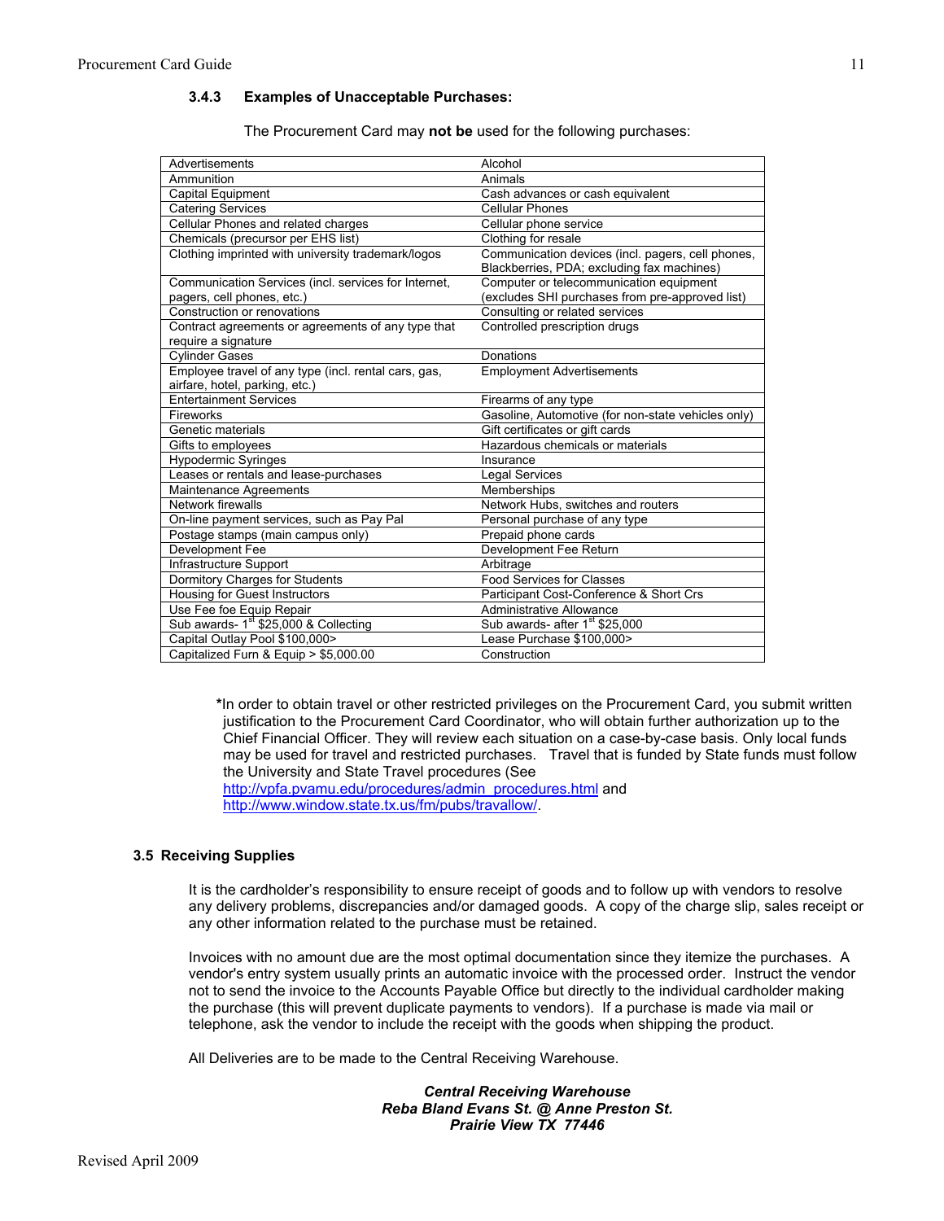### 3.4.3 Examples of Unacceptable Purchases:

The Procurement Card may **not be** used for the following purchases:

| | |
|---|---|
| Advertisements | Alcohol |
| Ammunition | Animals |
| Capital Equipment | Cash advances or cash equivalent |
| Catering Services | Cellular Phones |
| Cellular Phones and related charges | Cellular phone service |
| Chemicals (precursor per EHS list) | Clothing for resale |
| Clothing imprinted with university trademark/logos | Communication devices (incl. pagers, cell phones, Blackberries, PDA; excluding fax machines) |
| Communication Services (incl. services for Internet, pagers, cell phones, etc.) | Computer or telecommunication equipment (excludes SHI purchases from pre-approved list) |
| Construction or renovations | Consulting or related services |
| Contract agreements or agreements of any type that require a signature | Controlled prescription drugs |
| Cylinder Gases | Donations |
| Employee travel of any type (incl. rental cars, gas, airfare, hotel, parking, etc.) | Employment Advertisements |
| Entertainment Services | Firearms of any type |
| Fireworks | Gasoline, Automotive (for non-state vehicles only) |
| Genetic materials | Gift certificates or gift cards |
| Gifts to employees | Hazardous chemicals or materials |
| Hypodermic Syringes | Insurance |
| Leases or rentals and lease-purchases | Legal Services |
| Maintenance Agreements | Memberships |
| Network firewalls | Network Hubs, switches and routers |
| On-line payment services, such as Pay Pal | Personal purchase of any type |
| Postage stamps (main campus only) | Prepaid phone cards |
| Development Fee | Development Fee Return |
| Infrastructure Support | Arbitrage |
| Dormitory Charges for Students | Food Services for Classes |
| Housing for Guest Instructors | Participant Cost-Conference & Short Crs |
| Use Fee foe Equip Repair | Administrative Allowance |
| Sub awards- 1st $25,000 & Collecting | Sub awards- after 1st $25,000 |
| Capital Outlay Pool $100,000> | Lease Purchase $100,000> |
| Capitalized Furn & Equip > $5,000.00 | Construction |

***In order to obtain travel or other restricted privileges on the Procurement Card, you submit written justification to the Procurement Card Coordinator, who will obtain further authorization up to the Chief Financial Officer. They will review each situation on a case-by-case basis. Only local funds may be used for travel and restricted purchases. Travel that is funded by State funds must follow the University and State Travel procedures (See http://vpfa.pvamu.edu/procedures/admin_procedures.html and http://www.window.state.tx.us/fm/pubs/travallow/.

## 3.5 Receiving Supplies

It is the cardholder's responsibility to ensure receipt of goods and to follow up with vendors to resolve any delivery problems, discrepancies and/or damaged goods. A copy of the charge slip, sales receipt or any other information related to the purchase must be retained.

Invoices with no amount due are the most optimal documentation since they itemize the purchases. A vendor's entry system usually prints an automatic invoice with the processed order. Instruct the vendor not to send the invoice to the Accounts Payable Office but directly to the individual cardholder making the purchase (this will prevent duplicate payments to vendors). If a purchase is made via mail or telephone, ask the vendor to include the receipt with the goods when shipping the product.

All Deliveries are to be made to the Central Receiving Warehouse.

***Central Receiving Warehouse***
***Reba Bland Evans St. @ Anne Preston St.***
***Prairie View TX 77446***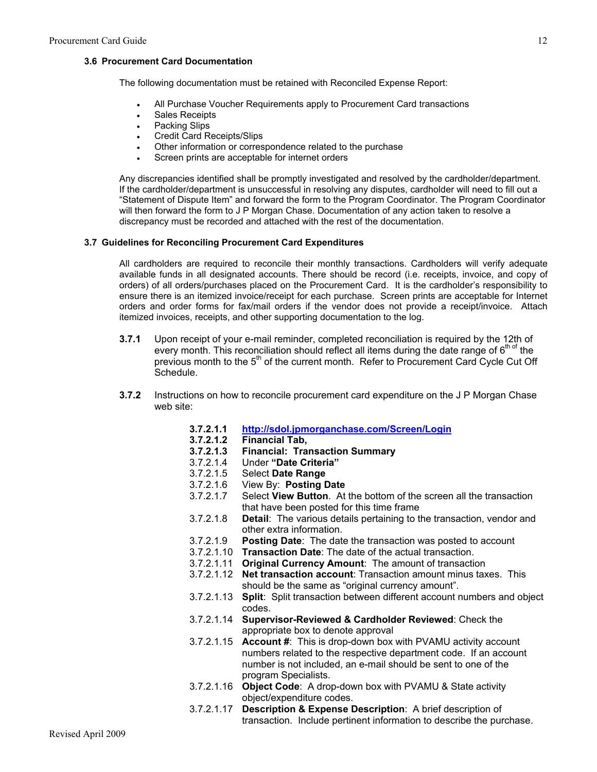### 3.6 Procurement Card Documentation

The following documentation must be retained with Reconciled Expense Report:

- All Purchase Voucher Requirements apply to Procurement Card transactions
- Sales Receipts
- Packing Slips
- Credit Card Receipts/Slips
- Other information or correspondence related to the purchase
- Screen prints are acceptable for internet orders

Any discrepancies identified shall be promptly investigated and resolved by the cardholder/department. If the cardholder/department is unsuccessful in resolving any disputes, cardholder will need to fill out a "Statement of Dispute Item" and forward the form to the Program Coordinator. The Program Coordinator will then forward the form to J P Morgan Chase. Documentation of any action taken to resolve a discrepancy must be recorded and attached with the rest of the documentation.

### 3.7 Guidelines for Reconciling Procurement Card Expenditures

All cardholders are required to reconcile their monthly transactions. Cardholders will verify adequate available funds in all designated accounts. There should be record (i.e. receipts, invoice, and copy of orders) of all orders/purchases placed on the Procurement Card. It is the cardholder's responsibility to ensure there is an itemized invoice/receipt for each purchase. Screen prints are acceptable for Internet orders and order forms for fax/mail orders if the vendor does not provide a receipt/invoice. Attach itemized invoices, receipts, and other supporting documentation to the log.

**3.7.1** Upon receipt of your e-mail reminder, completed reconciliation is required by the 12th of every month. This reconciliation should reflect all items during the date range of 6th of the previous month to the 5th of the current month. Refer to Procurement Card Cycle Cut Off Schedule.

**3.7.2** Instructions on how to reconcile procurement card expenditure on the J P Morgan Chase web site:

- **3.7.2.1.1** **http://sdol.jpmorganchase.com/Screen/Login**
- **3.7.2.1.2** **Financial Tab,**
- **3.7.2.1.3** **Financial: Transaction Summary**
- 3.7.2.1.4 Under **"Date Criteria"**
- 3.7.2.1.5 Select **Date Range**
- 3.7.2.1.6 View By: **Posting Date**
- 3.7.2.1.7 Select **View Button**. At the bottom of the screen all the transaction that have been posted for this time frame
- 3.7.2.1.8 **Detail**: The various details pertaining to the transaction, vendor and other extra information.
- 3.7.2.1.9 **Posting Date**: The date the transaction was posted to account
- 3.7.2.1.10 **Transaction Date**: The date of the actual transaction.
- 3.7.2.1.11 **Original Currency Amount**: The amount of transaction
- 3.7.2.1.12 **Net transaction account**: Transaction amount minus taxes. This should be the same as "original currency amount".
- 3.7.2.1.13 **Split**: Split transaction between different account numbers and object codes.
- 3.7.2.1.14 **Supervisor-Reviewed & Cardholder Reviewed**: Check the appropriate box to denote approval
- 3.7.2.1.15 **Account #**: This is drop-down box with PVAMU activity account numbers related to the respective department code. If an account number is not included, an e-mail should be sent to one of the program Specialists.
- 3.7.2.1.16 **Object Code**: A drop-down box with PVAMU & State activity object/expenditure codes.
- 3.7.2.1.17 **Description & Expense Description**: A brief description of transaction. Include pertinent information to describe the purchase.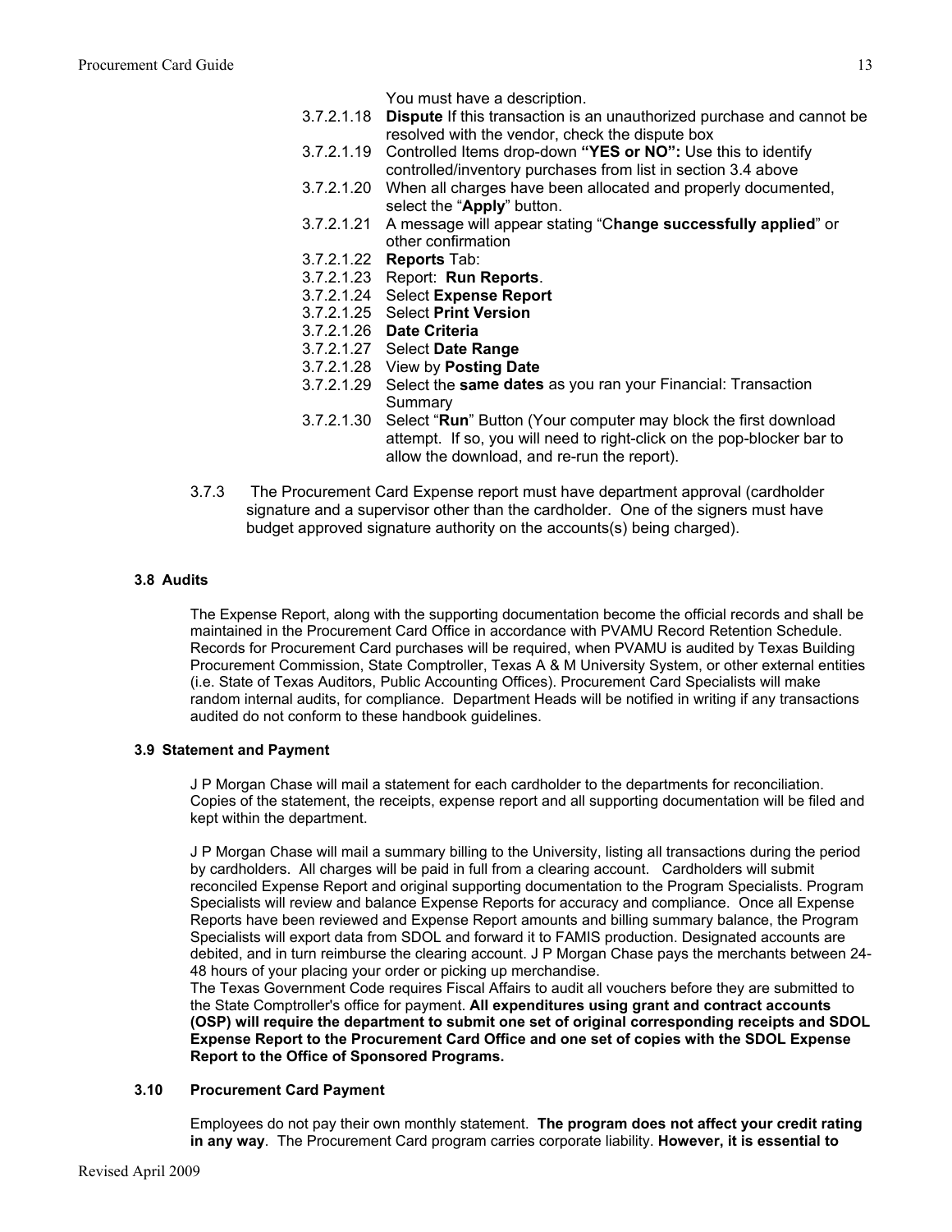You must have a description.

3.7.2.1.18 **Dispute** If this transaction is an unauthorized purchase and cannot be resolved with the vendor, check the dispute box

3.7.2.1.19 Controlled Items drop-down **"YES or NO":** Use this to identify controlled/inventory purchases from list in section 3.4 above

3.7.2.1.20 When all charges have been allocated and properly documented, select the "**Apply**" button.

3.7.2.1.21 A message will appear stating "C**hange successfully applied**" or other confirmation

3.7.2.1.22 **Reports** Tab:

3.7.2.1.23 Report: **Run Reports**.

3.7.2.1.24 Select **Expense Report**

3.7.2.1.25 Select **Print Version**

3.7.2.1.26 **Date Criteria**

3.7.2.1.27 Select **Date Range**

3.7.2.1.28 View by **Posting Date**

3.7.2.1.29 Select the **same dates** as you ran your Financial: Transaction Summary

3.7.2.1.30 Select "**Run**" Button (Your computer may block the first download attempt. If so, you will need to right-click on the pop-blocker bar to allow the download, and re-run the report).

3.7.3 The Procurement Card Expense report must have department approval (cardholder signature and a supervisor other than the cardholder. One of the signers must have budget approved signature authority on the accounts(s) being charged).

### 3.8 Audits

The Expense Report, along with the supporting documentation become the official records and shall be maintained in the Procurement Card Office in accordance with PVAMU Record Retention Schedule. Records for Procurement Card purchases will be required, when PVAMU is audited by Texas Building Procurement Commission, State Comptroller, Texas A & M University System, or other external entities (i.e. State of Texas Auditors, Public Accounting Offices). Procurement Card Specialists will make random internal audits, for compliance. Department Heads will be notified in writing if any transactions audited do not conform to these handbook guidelines.

### 3.9 Statement and Payment

J P Morgan Chase will mail a statement for each cardholder to the departments for reconciliation. Copies of the statement, the receipts, expense report and all supporting documentation will be filed and kept within the department.

J P Morgan Chase will mail a summary billing to the University, listing all transactions during the period by cardholders. All charges will be paid in full from a clearing account. Cardholders will submit reconciled Expense Report and original supporting documentation to the Program Specialists. Program Specialists will review and balance Expense Reports for accuracy and compliance. Once all Expense Reports have been reviewed and Expense Report amounts and billing summary balance, the Program Specialists will export data from SDOL and forward it to FAMIS production. Designated accounts are debited, and in turn reimburse the clearing account. J P Morgan Chase pays the merchants between 24-48 hours of your placing your order or picking up merchandise.

The Texas Government Code requires Fiscal Affairs to audit all vouchers before they are submitted to the State Comptroller's office for payment. **All expenditures using grant and contract accounts (OSP) will require the department to submit one set of original corresponding receipts and SDOL Expense Report to the Procurement Card Office and one set of copies with the SDOL Expense Report to the Office of Sponsored Programs.**

### 3.10 Procurement Card Payment

Employees do not pay their own monthly statement. **The program does not affect your credit rating in any way**. The Procurement Card program carries corporate liability. **However, it is essential to**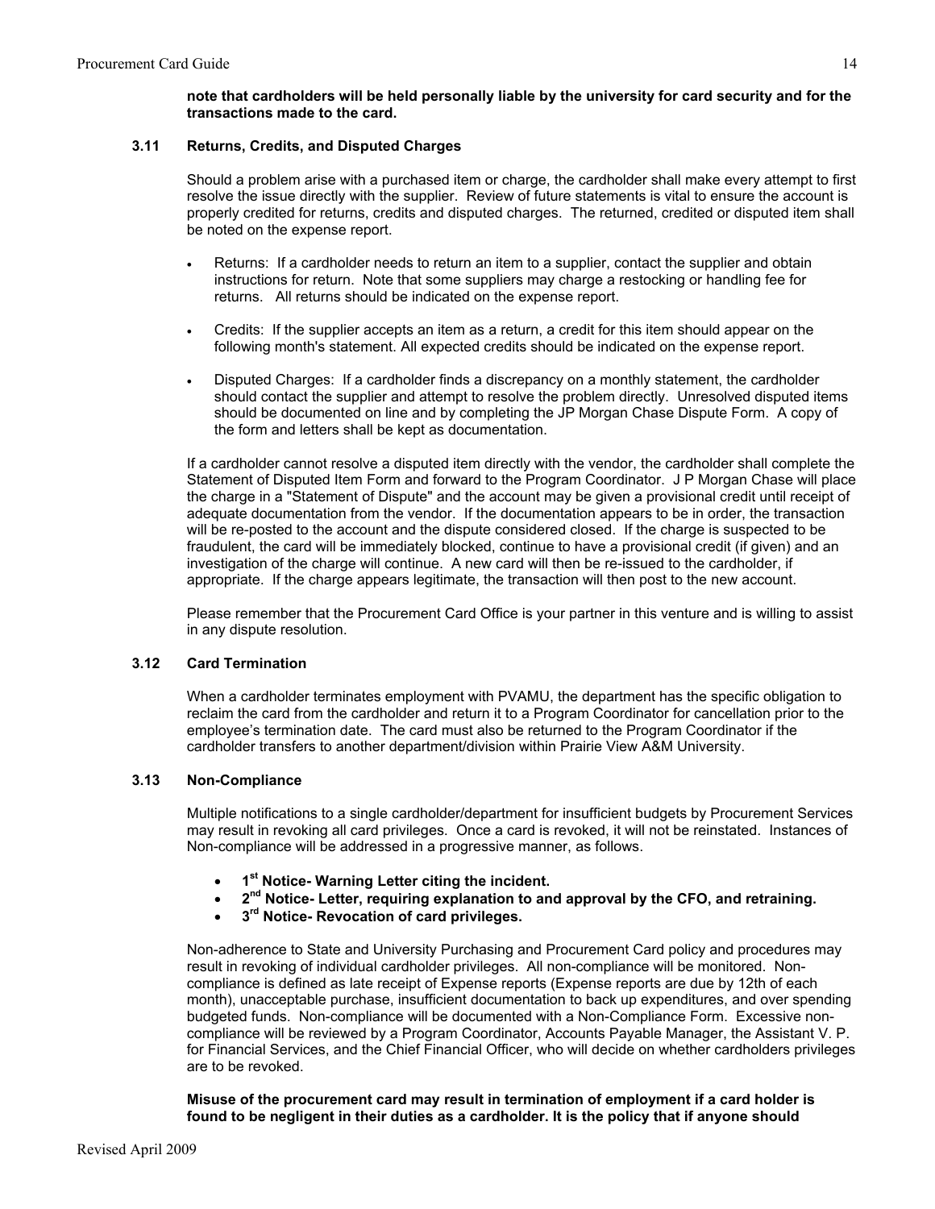**note that cardholders will be held personally liable by the university for card security and for the transactions made to the card.**

### 3.11 Returns, Credits, and Disputed Charges

Should a problem arise with a purchased item or charge, the cardholder shall make every attempt to first resolve the issue directly with the supplier. Review of future statements is vital to ensure the account is properly credited for returns, credits and disputed charges. The returned, credited or disputed item shall be noted on the expense report.

- Returns: If a cardholder needs to return an item to a supplier, contact the supplier and obtain instructions for return. Note that some suppliers may charge a restocking or handling fee for returns. All returns should be indicated on the expense report.
- Credits: If the supplier accepts an item as a return, a credit for this item should appear on the following month's statement. All expected credits should be indicated on the expense report.
- Disputed Charges: If a cardholder finds a discrepancy on a monthly statement, the cardholder should contact the supplier and attempt to resolve the problem directly. Unresolved disputed items should be documented on line and by completing the JP Morgan Chase Dispute Form. A copy of the form and letters shall be kept as documentation.

If a cardholder cannot resolve a disputed item directly with the vendor, the cardholder shall complete the Statement of Disputed Item Form and forward to the Program Coordinator. J P Morgan Chase will place the charge in a "Statement of Dispute" and the account may be given a provisional credit until receipt of adequate documentation from the vendor. If the documentation appears to be in order, the transaction will be re-posted to the account and the dispute considered closed. If the charge is suspected to be fraudulent, the card will be immediately blocked, continue to have a provisional credit (if given) and an investigation of the charge will continue. A new card will then be re-issued to the cardholder, if appropriate. If the charge appears legitimate, the transaction will then post to the new account.

Please remember that the Procurement Card Office is your partner in this venture and is willing to assist in any dispute resolution.

### 3.12 Card Termination

When a cardholder terminates employment with PVAMU, the department has the specific obligation to reclaim the card from the cardholder and return it to a Program Coordinator for cancellation prior to the employee's termination date. The card must also be returned to the Program Coordinator if the cardholder transfers to another department/division within Prairie View A&M University.

### 3.13 Non-Compliance

Multiple notifications to a single cardholder/department for insufficient budgets by Procurement Services may result in revoking all card privileges. Once a card is revoked, it will not be reinstated. Instances of Non-compliance will be addressed in a progressive manner, as follows.

- **1st Notice- Warning Letter citing the incident.**
- **2nd Notice- Letter, requiring explanation to and approval by the CFO, and retraining.**
- **3rd Notice- Revocation of card privileges.**

Non-adherence to State and University Purchasing and Procurement Card policy and procedures may result in revoking of individual cardholder privileges. All non-compliance will be monitored. Non-compliance is defined as late receipt of Expense reports (Expense reports are due by 12th of each month), unacceptable purchase, insufficient documentation to back up expenditures, and over spending budgeted funds. Non-compliance will be documented with a Non-Compliance Form. Excessive non-compliance will be reviewed by a Program Coordinator, Accounts Payable Manager, the Assistant V. P. for Financial Services, and the Chief Financial Officer, who will decide on whether cardholders privileges are to be revoked.

**Misuse of the procurement card may result in termination of employment if a card holder is found to be negligent in their duties as a cardholder. It is the policy that if anyone should**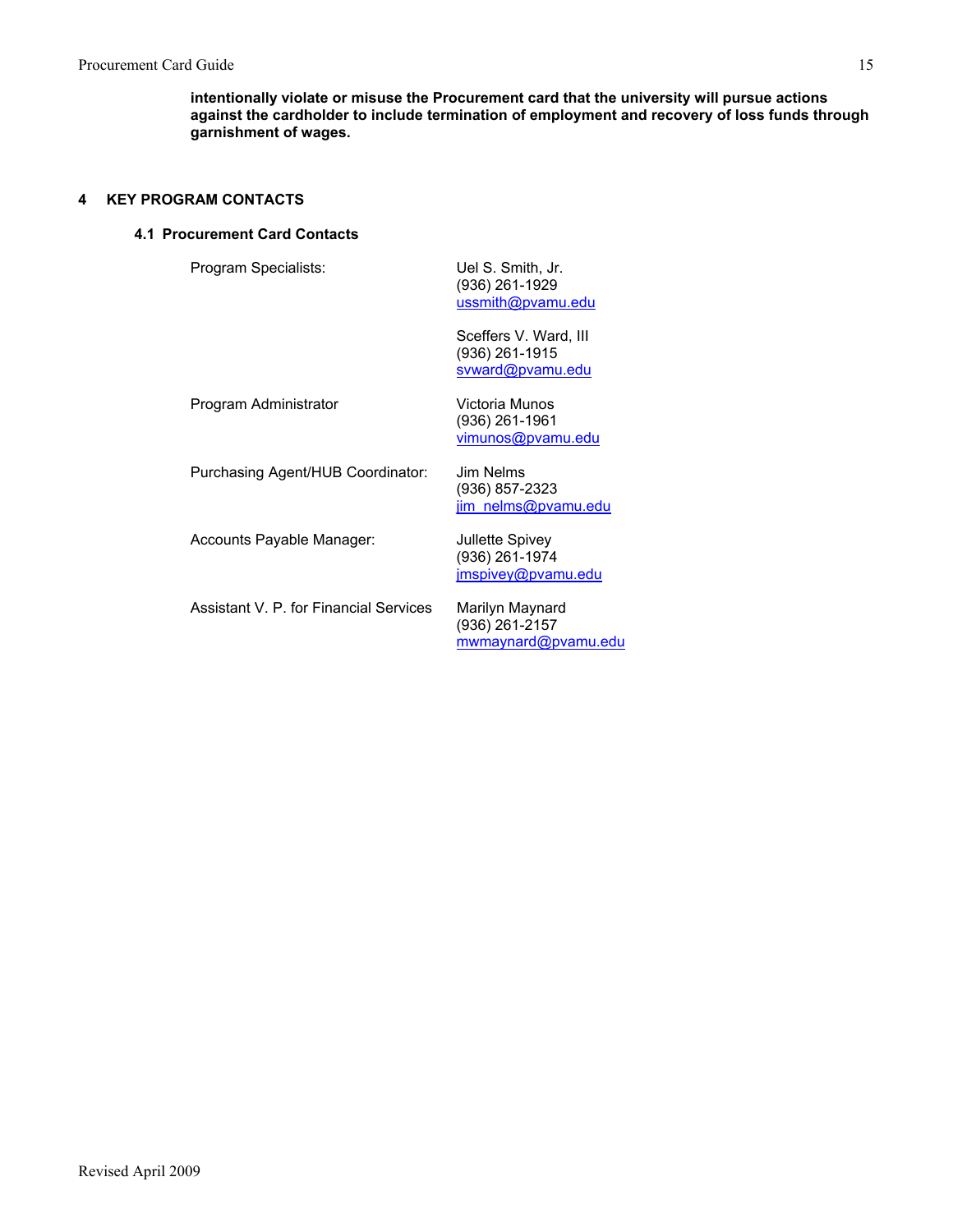**intentionally violate or misuse the Procurement card that the university will pursue actions against the cardholder to include termination of employment and recovery of loss funds through garnishment of wages.**

# 4 KEY PROGRAM CONTACTS

## 4.1 Procurement Card Contacts

| | |
|---|---|
| Program Specialists: | Uel S. Smith, Jr.<br>(936) 261-1929<br>ussmith@pvamu.edu |
| | Sceffers V. Ward, III<br>(936) 261-1915<br>svward@pvamu.edu |
| Program Administrator | Victoria Munos<br>(936) 261-1961<br>vimunos@pvamu.edu |
| Purchasing Agent/HUB Coordinator: | Jim Nelms<br>(936) 857-2323<br>jim_nelms@pvamu.edu |
| Accounts Payable Manager: | Jullette Spivey<br>(936) 261-1974<br>jmspivey@pvamu.edu |
| Assistant V. P. for Financial Services | Marilyn Maynard<br>(936) 261-2157<br>mwmaynard@pvamu.edu |

Revised April 2009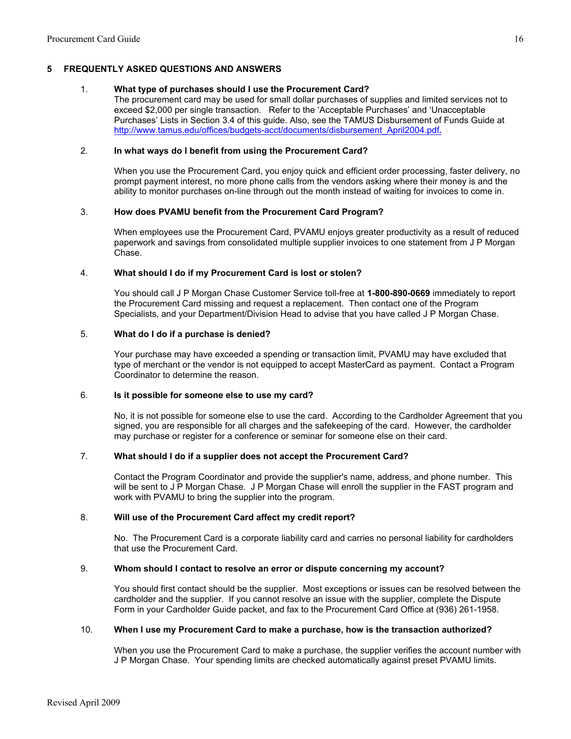## 5 FREQUENTLY ASKED QUESTIONS AND ANSWERS

1. **What type of purchases should I use the Procurement Card?**
   The procurement card may be used for small dollar purchases of supplies and limited services not to exceed $2,000 per single transaction. Refer to the 'Acceptable Purchases' and 'Unacceptable Purchases' Lists in Section 3.4 of this guide. Also, see the TAMUS Disbursement of Funds Guide at http://www.tamus.edu/offices/budgets-acct/documents/disbursement_April2004.pdf.

2. **In what ways do I benefit from using the Procurement Card?**

   When you use the Procurement Card, you enjoy quick and efficient order processing, faster delivery, no prompt payment interest, no more phone calls from the vendors asking where their money is and the ability to monitor purchases on-line through out the month instead of waiting for invoices to come in.

3. **How does PVAMU benefit from the Procurement Card Program?**

   When employees use the Procurement Card, PVAMU enjoys greater productivity as a result of reduced paperwork and savings from consolidated multiple supplier invoices to one statement from J P Morgan Chase.

4. **What should I do if my Procurement Card is lost or stolen?**

   You should call J P Morgan Chase Customer Service toll-free at **1-800-890-0669** immediately to report the Procurement Card missing and request a replacement. Then contact one of the Program Specialists, and your Department/Division Head to advise that you have called J P Morgan Chase.

5. **What do I do if a purchase is denied?**

   Your purchase may have exceeded a spending or transaction limit, PVAMU may have excluded that type of merchant or the vendor is not equipped to accept MasterCard as payment. Contact a Program Coordinator to determine the reason.

6. **Is it possible for someone else to use my card?**

   No, it is not possible for someone else to use the card. According to the Cardholder Agreement that you signed, you are responsible for all charges and the safekeeping of the card. However, the cardholder may purchase or register for a conference or seminar for someone else on their card.

7. **What should I do if a supplier does not accept the Procurement Card?**

   Contact the Program Coordinator and provide the supplier's name, address, and phone number. This will be sent to J P Morgan Chase. J P Morgan Chase will enroll the supplier in the FAST program and work with PVAMU to bring the supplier into the program.

8. **Will use of the Procurement Card affect my credit report?**

   No. The Procurement Card is a corporate liability card and carries no personal liability for cardholders that use the Procurement Card.

9. **Whom should I contact to resolve an error or dispute concerning my account?**

   You should first contact should be the supplier. Most exceptions or issues can be resolved between the cardholder and the supplier. If you cannot resolve an issue with the supplier, complete the Dispute Form in your Cardholder Guide packet, and fax to the Procurement Card Office at (936) 261-1958.

10. **When I use my Procurement Card to make a purchase, how is the transaction authorized?**

    When you use the Procurement Card to make a purchase, the supplier verifies the account number with J P Morgan Chase. Your spending limits are checked automatically against preset PVAMU limits.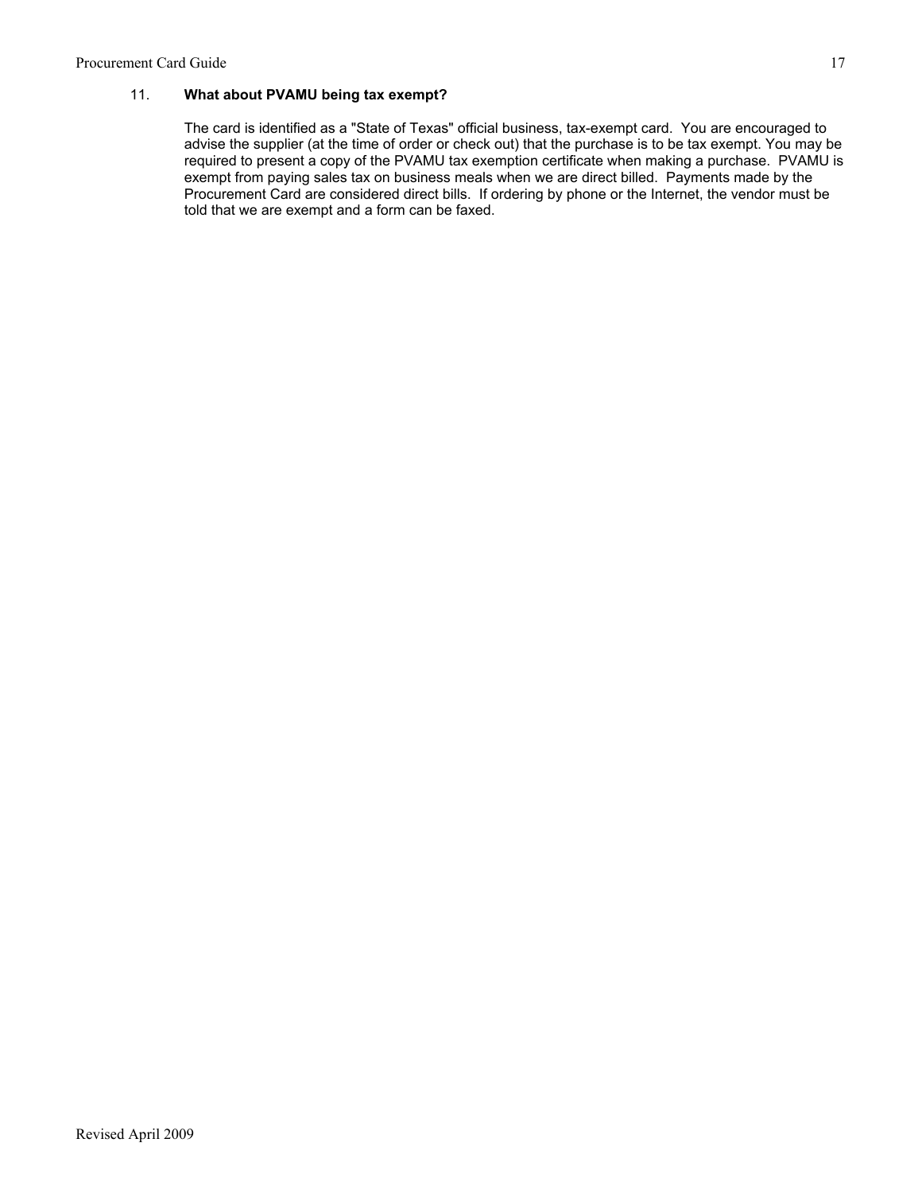11. **What about PVAMU being tax exempt?**

    The card is identified as a "State of Texas" official business, tax-exempt card. You are encouraged to advise the supplier (at the time of order or check out) that the purchase is to be tax exempt. You may be required to present a copy of the PVAMU tax exemption certificate when making a purchase. PVAMU is exempt from paying sales tax on business meals when we are direct billed. Payments made by the Procurement Card are considered direct bills. If ordering by phone or the Internet, the vendor must be told that we are exempt and a form can be faxed.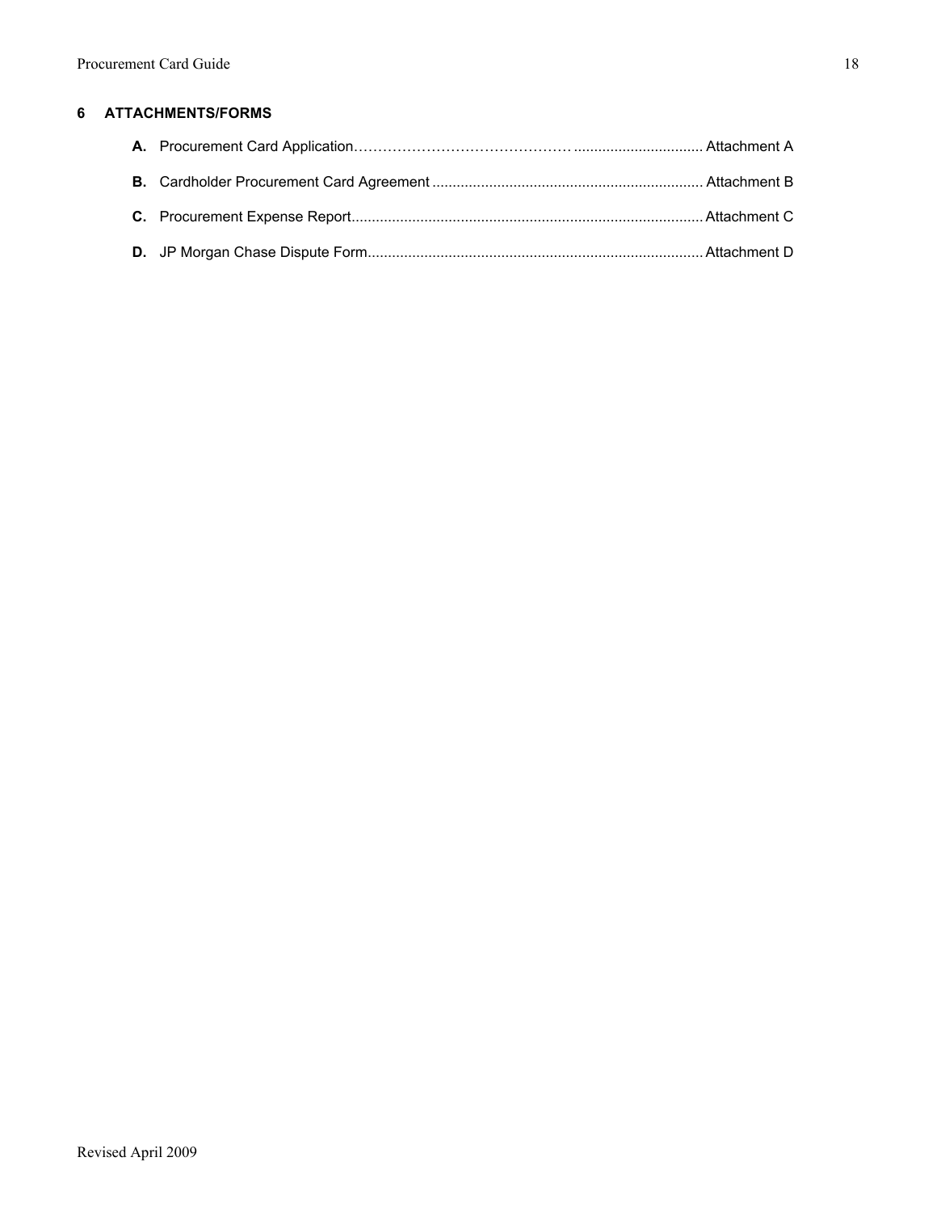## 6 ATTACHMENTS/FORMS

**A.** Procurement Card Application……………………………………… ................................ Attachment A

**B.** Cardholder Procurement Card Agreement ................................................................... Attachment B

**C.** Procurement Expense Report....................................................................................... Attachment C

**D.** JP Morgan Chase Dispute Form................................................................................... Attachment D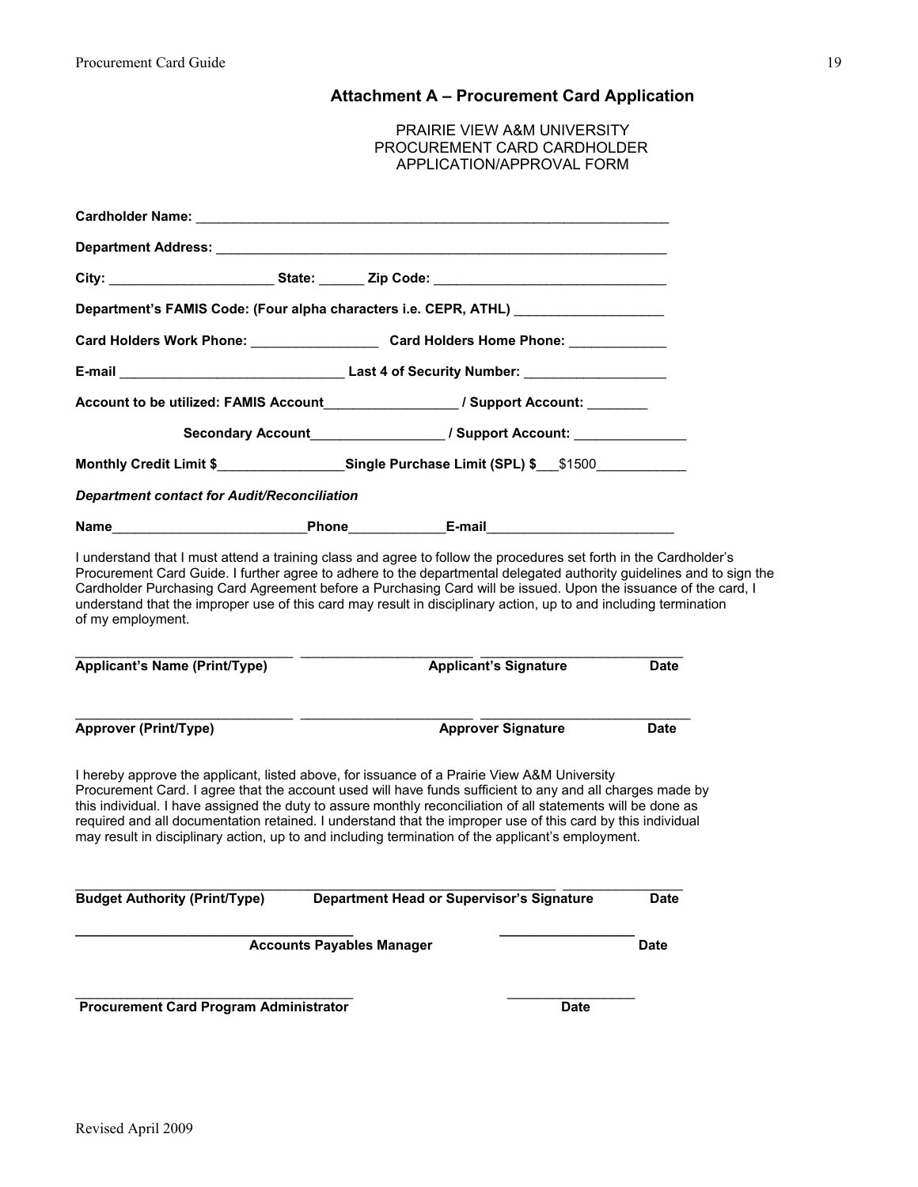## Attachment A – Procurement Card Application

PRAIRIE VIEW A&M UNIVERSITY
PROCUREMENT CARD CARDHOLDER
APPLICATION/APPROVAL FORM

**Cardholder Name:** ____________________________________________________________

**Department Address:** __________________________________________________________

**City:** ____________________ **State:** ______ **Zip Code:** ____________________________

**Department's FAMIS Code: (Four alpha characters i.e. CEPR, ATHL)** __________________

**Card Holders Work Phone:** ________________ **Card Holders Home Phone:** ____________

**E-mail** ____________________________ **Last 4 of Security Number:** __________________

**Account to be utilized: FAMIS Account**________________ **/ Support Account:** ________

**Secondary Account**________________ **/ Support Account:** ______________

**Monthly Credit Limit $**________________**Single Purchase Limit (SPL) $**___$1500____________

***Department contact for Audit/Reconciliation***

**Name**________________________**Phone**____________**E-mail**________________________

I understand that I must attend a training class and agree to follow the procedures set forth in the Cardholder's Procurement Card Guide. I further agree to adhere to the departmental delegated authority guidelines and to sign the Cardholder Purchasing Card Agreement before a Purchasing Card will be issued. Upon the issuance of the card, I understand that the improper use of this card may result in disciplinary action, up to and including termination of my employment.

___________________________ ______________________ __________________________
**Applicant's Name (Print/Type)** **Applicant's Signature** **Date**

___________________________ ______________________ __________________________
**Approver (Print/Type)** **Approver Signature** **Date**

I hereby approve the applicant, listed above, for issuance of a Prairie View A&M University Procurement Card. I agree that the account used will have funds sufficient to any and all charges made by this individual. I have assigned the duty to assure monthly reconciliation of all statements will be done as required and all documentation retained. I understand that the improper use of this card by this individual may result in disciplinary action, up to and including termination of the applicant's employment.

______________________________________________________________ _______________
**Budget Authority (Print/Type)** **Department Head or Supervisor's Signature** **Date**

___________________________________ _________________
**Accounts Payables Manager** **Date**

___________________________________ _________________
**Procurement Card Program Administrator** **Date**

Revised April 2009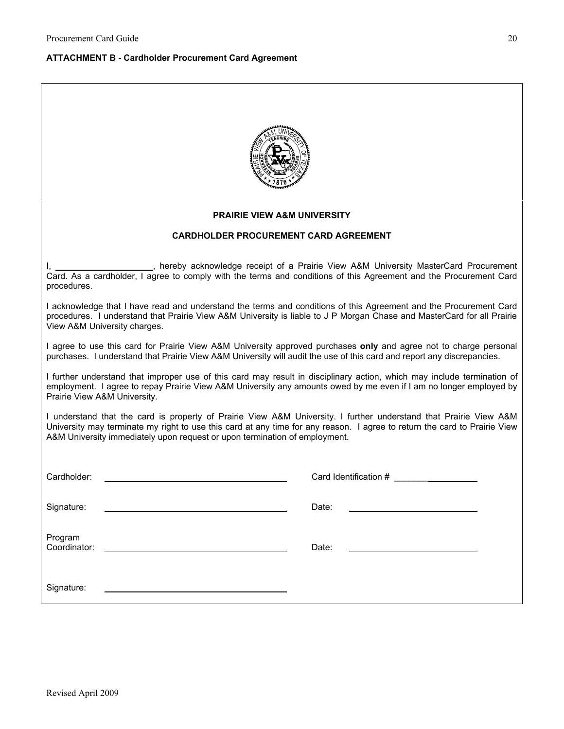**ATTACHMENT B - Cardholder Procurement Card Agreement**

**PRAIRIE VIEW A&M UNIVERSITY**

**CARDHOLDER PROCUREMENT CARD AGREEMENT**

I, ____________________, hereby acknowledge receipt of a Prairie View A&M University MasterCard Procurement Card. As a cardholder, I agree to comply with the terms and conditions of this Agreement and the Procurement Card procedures.

I acknowledge that I have read and understand the terms and conditions of this Agreement and the Procurement Card procedures. I understand that Prairie View A&M University is liable to J P Morgan Chase and MasterCard for all Prairie View A&M University charges.

I agree to use this card for Prairie View A&M University approved purchases **only** and agree not to charge personal purchases. I understand that Prairie View A&M University will audit the use of this card and report any discrepancies.

I further understand that improper use of this card may result in disciplinary action, which may include termination of employment. I agree to repay Prairie View A&M University any amounts owed by me even if I am no longer employed by Prairie View A&M University.

I understand that the card is property of Prairie View A&M University. I further understand that Prairie View A&M University may terminate my right to use this card at any time for any reason. I agree to return the card to Prairie View A&M University immediately upon request or upon termination of employment.

Cardholder: ______________________________ Card Identification # ____________________

Signature: ______________________________ Date: ____________________

Program Coordinator: ______________________________ Date: ____________________

Signature: ______________________________

Revised April 2009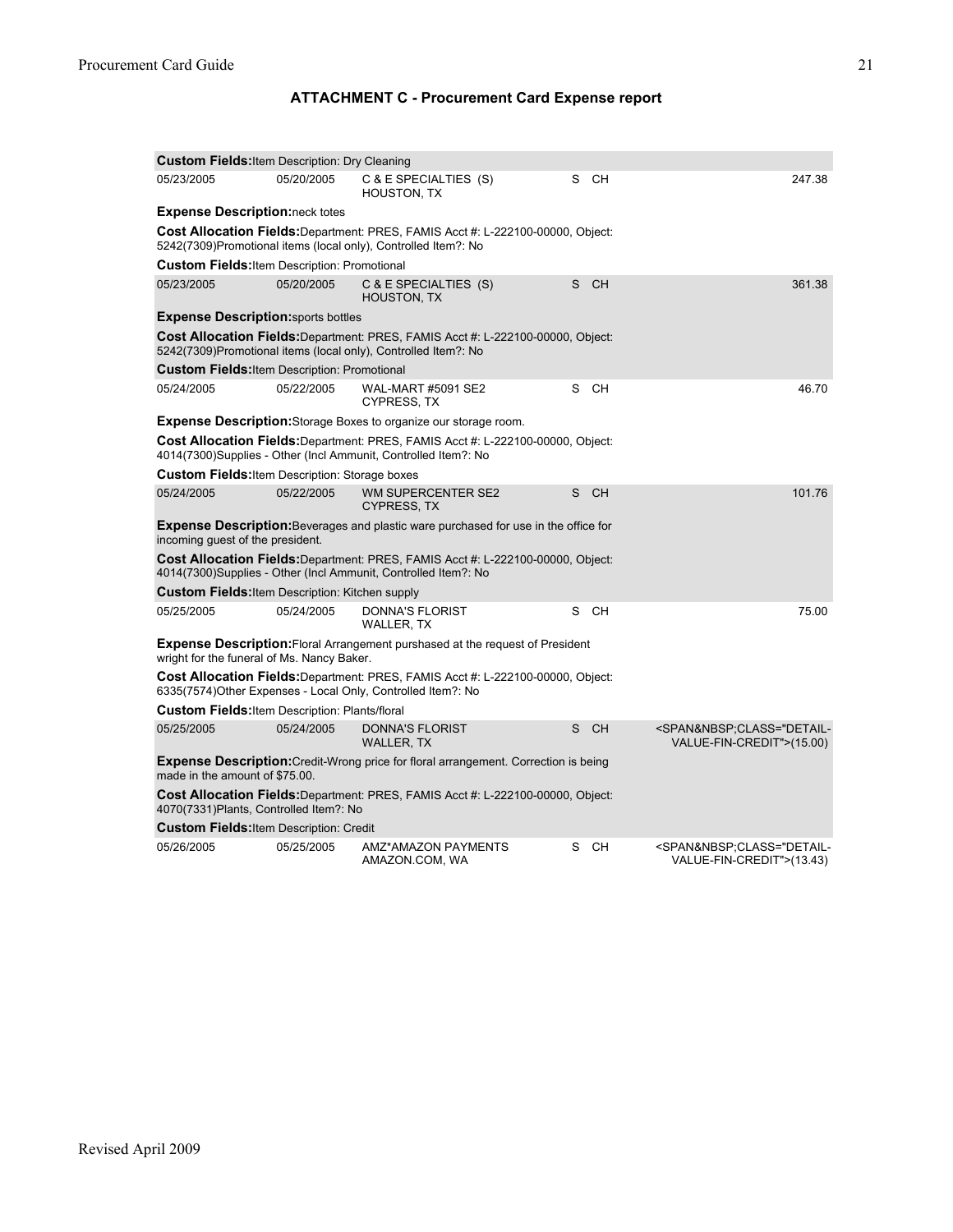## ATTACHMENT C - Procurement Card Expense report

**Custom Fields:** Item Description: Dry Cleaning

| 05/23/2005 | 05/20/2005 | C & E SPECIALTIES (S) HOUSTON, TX | S | CH | 247.38 |
|---|---|---|---|---|---|

**Expense Description:** neck totes

**Cost Allocation Fields:** Department: PRES, FAMIS Acct #: L-222100-00000, Object: 5242(7309)Promotional items (local only), Controlled Item?: No

**Custom Fields:** Item Description: Promotional

| 05/23/2005 | 05/20/2005 | C & E SPECIALTIES (S) HOUSTON, TX | S | CH | 361.38 |
|---|---|---|---|---|---|

**Expense Description:** sports bottles

**Cost Allocation Fields:** Department: PRES, FAMIS Acct #: L-222100-00000, Object: 5242(7309)Promotional items (local only), Controlled Item?: No

**Custom Fields:** Item Description: Promotional

| 05/24/2005 | 05/22/2005 | WAL-MART #5091 SE2 CYPRESS, TX | S | CH | 46.70 |
|---|---|---|---|---|---|

**Expense Description:** Storage Boxes to organize our storage room.

**Cost Allocation Fields:** Department: PRES, FAMIS Acct #: L-222100-00000, Object: 4014(7300)Supplies - Other (Incl Ammunit, Controlled Item?: No

**Custom Fields:** Item Description: Storage boxes

| 05/24/2005 | 05/22/2005 | WM SUPERCENTER SE2 CYPRESS, TX | S | CH | 101.76 |
|---|---|---|---|---|---|

**Expense Description:** Beverages and plastic ware purchased for use in the office for incoming guest of the president.

**Cost Allocation Fields:** Department: PRES, FAMIS Acct #: L-222100-00000, Object: 4014(7300)Supplies - Other (Incl Ammunit, Controlled Item?: No

**Custom Fields:** Item Description: Kitchen supply

| 05/25/2005 | 05/24/2005 | DONNA'S FLORIST WALLER, TX | S | CH | 75.00 |
|---|---|---|---|---|---|

**Expense Description:** Floral Arrangement purshased at the request of President wright for the funeral of Ms. Nancy Baker.

**Cost Allocation Fields:** Department: PRES, FAMIS Acct #: L-222100-00000, Object: 6335(7574)Other Expenses - Local Only, Controlled Item?: No

**Custom Fields:** Item Description: Plants/floral

| 05/25/2005 | 05/24/2005 | DONNA'S FLORIST WALLER, TX | S | CH | <SPAN&NBSP;CLASS="DETAIL-VALUE-FIN-CREDIT">(15.00) |
|---|---|---|---|---|---|

**Expense Description:** Credit-Wrong price for floral arrangement. Correction is being made in the amount of $75.00.

**Cost Allocation Fields:** Department: PRES, FAMIS Acct #: L-222100-00000, Object: 4070(7331)Plants, Controlled Item?: No

**Custom Fields:** Item Description: Credit

| 05/26/2005 | 05/25/2005 | AMZ*AMAZON PAYMENTS AMAZON.COM, WA | S | CH | <SPAN&NBSP;CLASS="DETAIL-VALUE-FIN-CREDIT">(13.43) |
|---|---|---|---|---|---|

Revised April 2009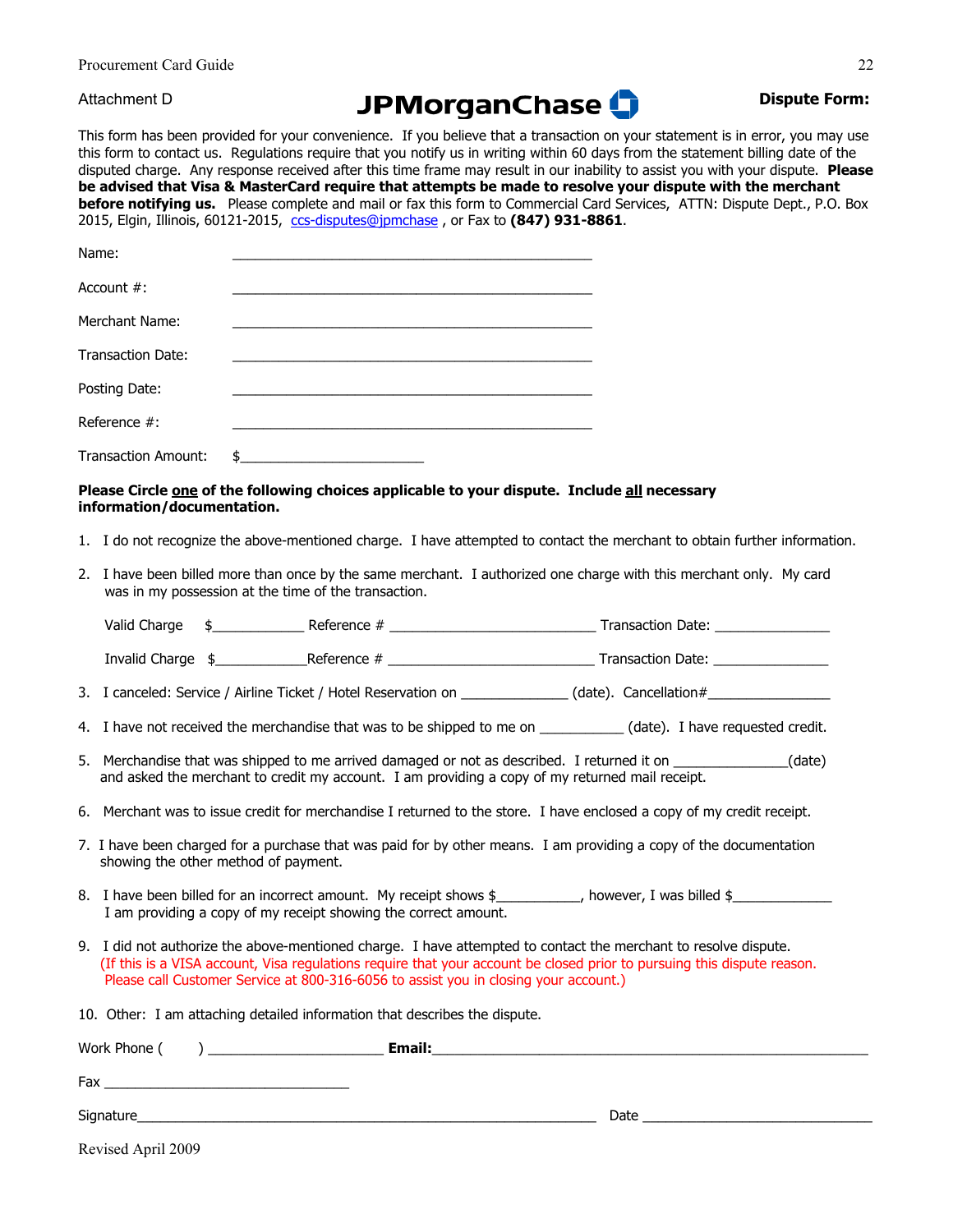Attachment D

**JPMorganChase**

**Dispute Form:**

This form has been provided for your convenience. If you believe that a transaction on your statement is in error, you may use this form to contact us. Regulations require that you notify us in writing within 60 days from the statement billing date of the disputed charge. Any response received after this time frame may result in our inability to assist you with your dispute. **Please be advised that Visa & MasterCard require that attempts be made to resolve your dispute with the merchant before notifying us.** Please complete and mail or fax this form to Commercial Card Services, ATTN: Dispute Dept., P.O. Box 2015, Elgin, Illinois, 60121-2015, ccs-disputes@jpmchase , or Fax to **(847) 931-8861**.

Name: _______________________________________________

Account #: _______________________________________________

Merchant Name: _______________________________________________

Transaction Date: _______________________________________________

Posting Date: _______________________________________________

Reference #: _______________________________________________

Transaction Amount: $________________________

**Please Circle one of the following choices applicable to your dispute. Include all necessary information/documentation.**

1. I do not recognize the above-mentioned charge. I have attempted to contact the merchant to obtain further information.

2. I have been billed more than once by the same merchant. I authorized one charge with this merchant only. My card was in my possession at the time of the transaction.

   Valid Charge $____________ Reference # ___________________________ Transaction Date: _______________

   Invalid Charge $____________Reference # ___________________________ Transaction Date: _______________

3. I canceled: Service / Airline Ticket / Hotel Reservation on ______________ (date). Cancellation#________________

4. I have not received the merchandise that was to be shipped to me on ___________ (date). I have requested credit.

5. Merchandise that was shipped to me arrived damaged or not as described. I returned it on ______________(date) and asked the merchant to credit my account. I am providing a copy of my returned mail receipt.

6. Merchant was to issue credit for merchandise I returned to the store. I have enclosed a copy of my credit receipt.

7. I have been charged for a purchase that was paid for by other means. I am providing a copy of the documentation showing the other method of payment.

8. I have been billed for an incorrect amount. My receipt shows $___________, however, I was billed $_____________ I am providing a copy of my receipt showing the correct amount.

9. I did not authorize the above-mentioned charge. I have attempted to contact the merchant to resolve dispute. (If this is a VISA account, Visa regulations require that your account be closed prior to pursuing this dispute reason. Please call Customer Service at 800-316-6056 to assist you in closing your account.)

10. Other: I am attaching detailed information that describes the dispute.

Work Phone ( ) ______________________ **Email:**_______________________________________________________

Fax ________________________________

Signature___________________________________________________________ Date ______________________________

Revised April 2009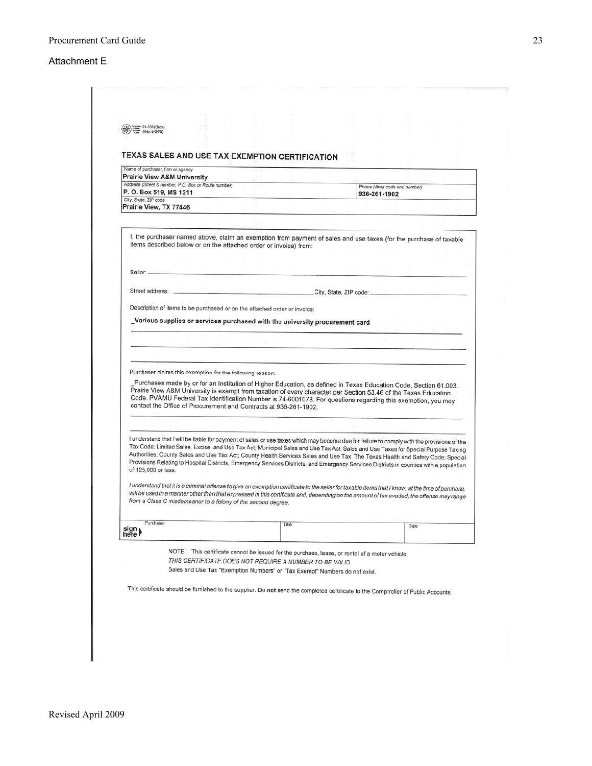Attachment E

01-339 (Back)
(Rev. 6-04/5)

## TEXAS SALES AND USE TAX EXEMPTION CERTIFICATION

| | |
|---|---|
| Name of purchaser, firm or agency<br>**Prairie View A&M University** | |
| Address (Street & number, P.O. Box or Route number)<br>**P. O. Box 519, MS 1311** | Phone (Area code and number)<br>**936-261-1902** |
| City, State, ZIP code<br>**Prairie View, TX 77446** | |

I, the purchaser named above, claim an exemption from payment of sales and use taxes (for the purchase of taxable items described below or on the attached order or invoice) from:

Seller: \_\_\_\_\_\_\_\_\_\_\_\_\_\_\_\_\_\_\_\_\_\_\_\_\_\_\_\_\_\_\_\_\_\_\_\_\_\_\_\_\_\_\_\_\_\_\_\_\_\_\_\_\_\_\_\_\_\_\_\_

Street address: \_\_\_\_\_\_\_\_\_\_\_\_\_\_\_\_\_\_\_\_\_\_\_\_\_\_\_\_\_\_ City, State, ZIP code: \_\_\_\_\_\_\_\_\_\_\_\_\_\_\_\_\_\_\_\_

Description of items to be purchased or on the attached order or invoice:

**_Various supplies or services purchased with the university procurement card**

Purchaser claims this exemption for the following reason:

_Purchases made by or for an Institution of Higher Education, as defined in Texas Education Code, Section 61.003. Prairie View A&M University is exempt from taxation of every character per Section 53.46 of the Texas Education Code. PVAMU Federal Tax Identification Number is 74-6001078. For questions regarding this exemption, you may contact the Office of Procurement and Contracts at 936-261-1902.

I understand that I will be liable for payment of sales or use taxes which may become due for failure to comply with the provisions of the Tax Code: Limited Sales, Excise, and Use Tax Act; Municipal Sales and Use Tax Act; Sales and Use Taxes for Special Purpose Taxing Authorities; County Sales and Use Tax Act; County Health Services Sales and Use Tax; The Texas Health and Safety Code; Special Provisions Relating to Hospital Districts, Emergency Services Districts, and Emergency Services Districts in counties with a population of 125,000 or less.

*I understand that it is a criminal offense to give an exemption certificate to the seller for taxable items that I know, at the time of purchase, will be used in a manner other than that expressed in this certificate and, depending on the amount of tax evaded, the offense may range from a Class C misdemeanor to a felony of the second degree.*

| sign here ▶ Purchaser | Title | Date |
|---|---|---|
| | | |

NOTE: This certificate cannot be issued for the purchase, lease, or rental of a motor vehicle.

*THIS CERTIFICATE DOES NOT REQUIRE A NUMBER TO BE VALID.*

Sales and Use Tax "Exemption Numbers" or "Tax Exempt" Numbers do not exist.

This certificate should be furnished to the supplier. Do **not** send the completed certificate to the Comptroller of Public Accounts.

Revised April 2009